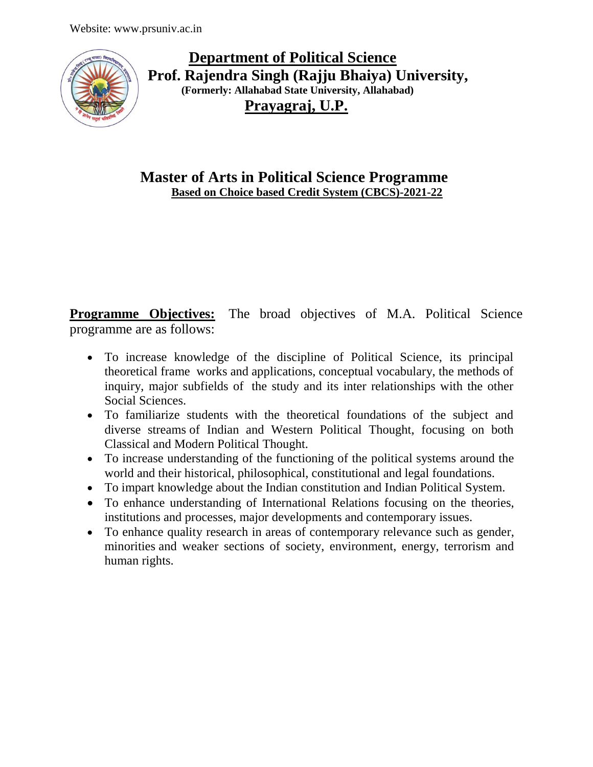Website: www.prsuniv.ac.in

# Department of Political Science

## Prof. Rajendra Singh (Rajju Bhaiya) University,

**(Formerly: Allahabad State University, Allahabad)**

## Prayagraj, U.P.

# Master of Arts in Political Science Programme

**Based on Choice based Credit System (CBCS)-2021-22**

**Programme Objectives:** The broad objectives of M.A. Political Science programme are as follows:

- To increase knowledge of the discipline of Political Science, its principal theoretical frame works and applications, conceptual vocabulary, the methods of inquiry, major subfields of the study and its inter relationships with the other Social Sciences.
- To familiarize students with the theoretical foundations of the subject and diverse streams of Indian and Western Political Thought, focusing on both Classical and Modern Political Thought.
- To increase understanding of the functioning of the political systems around the world and their historical, philosophical, constitutional and legal foundations.
- To impart knowledge about the Indian constitution and Indian Political System.
- To enhance understanding of International Relations focusing on the theories, institutions and processes, major developments and contemporary issues.
- To enhance quality research in areas of contemporary relevance such as gender, minorities and weaker sections of society, environment, energy, terrorism and human rights.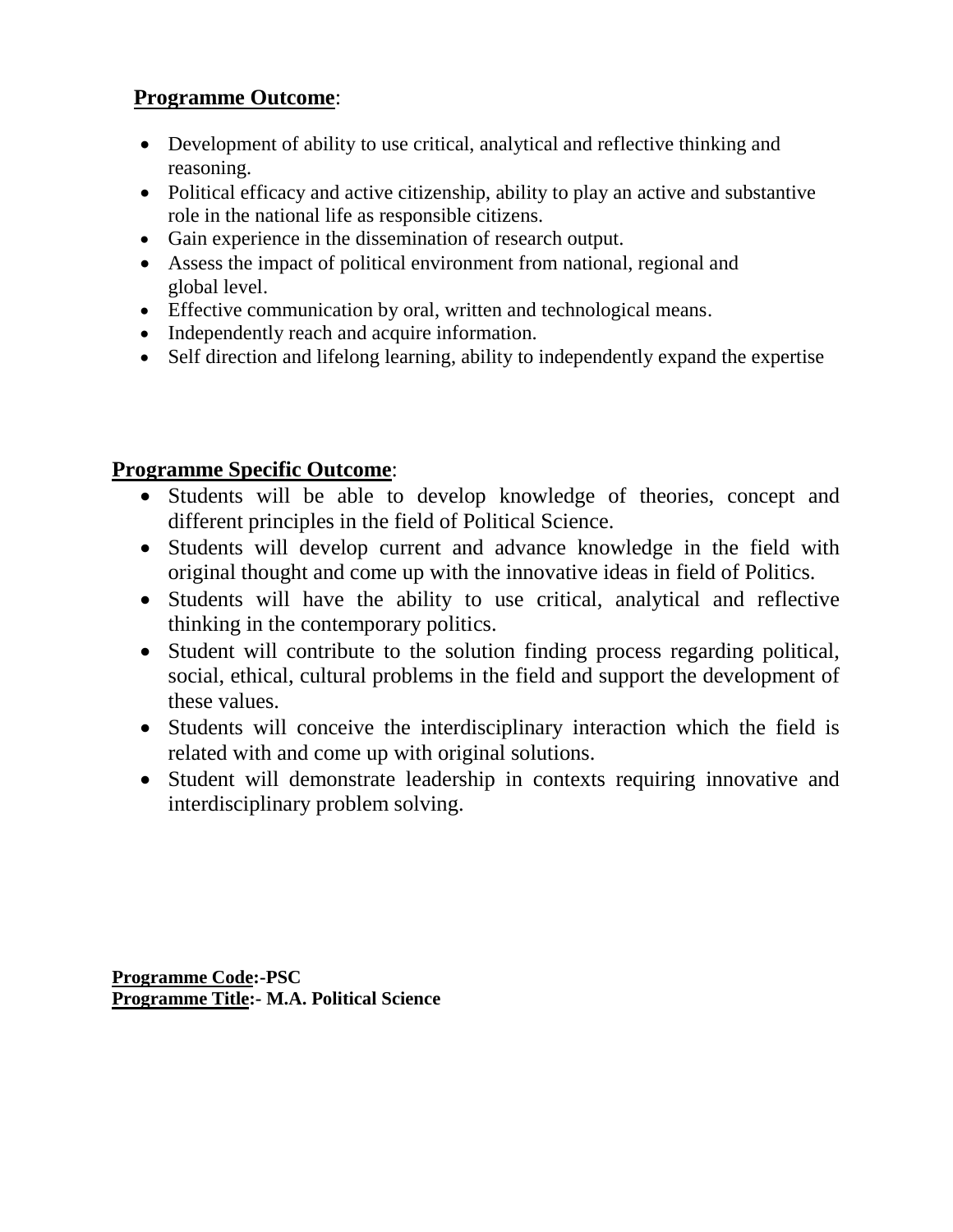## **Programme Outcome**:

- Development of ability to use critical, analytical and reflective thinking and reasoning.
- Political efficacy and active citizenship, ability to play an active and substantive role in the national life as responsible citizens.
- Gain experience in the dissemination of research output.
- Assess the impact of political environment from national, regional and global level.
- Effective communication by oral, written and technological means.
- Independently reach and acquire information.
- Self direction and lifelong learning, ability to independently expand the expertise

## **Programme Specific Outcome**:

- Students will be able to develop knowledge of theories, concept and different principles in the field of Political Science.
- Students will develop current and advance knowledge in the field with original thought and come up with the innovative ideas in field of Politics.
- Students will have the ability to use critical, analytical and reflective thinking in the contemporary politics.
- Student will contribute to the solution finding process regarding political, social, ethical, cultural problems in the field and support the development of these values.
- Students will conceive the interdisciplinary interaction which the field is related with and come up with original solutions.
- Student will demonstrate leadership in contexts requiring innovative and interdisciplinary problem solving.

**Programme Code:-PSC**
**Programme Title:- M.A. Political Science**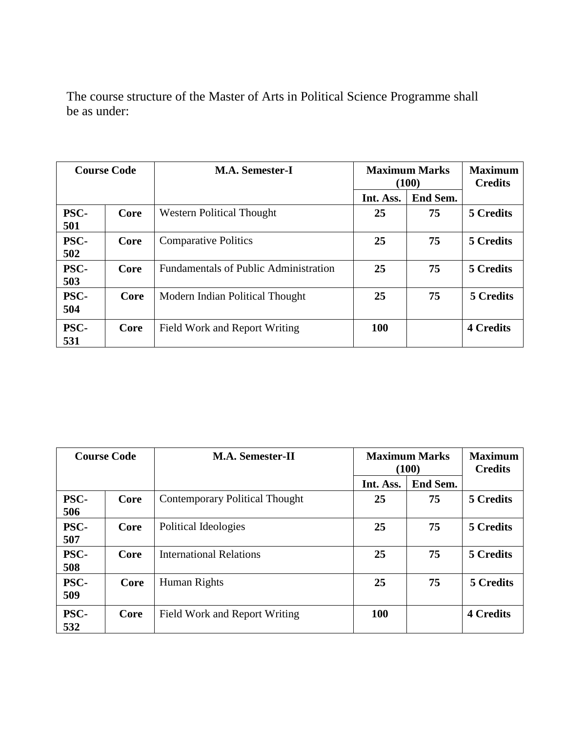The course structure of the Master of Arts in Political Science Programme shall be as under:

| Course Code | | M.A. Semester-I | Maximum Marks (100) | | Maximum Credits |
|---|---|---|---|---|---|
| | | | Int. Ass. | End Sem. | |
| **PSC-501** | **Core** | Western Political Thought | **25** | **75** | **5 Credits** |
| **PSC-502** | **Core** | Comparative Politics | **25** | **75** | **5 Credits** |
| **PSC-503** | **Core** | Fundamentals of Public Administration | **25** | **75** | **5 Credits** |
| **PSC-504** | **Core** | Modern Indian Political Thought | **25** | **75** | **5 Credits** |
| **PSC-531** | **Core** | Field Work and Report Writing | **100** | | **4 Credits** |

| Course Code | | M.A. Semester-II | Maximum Marks (100) | | Maximum Credits |
|---|---|---|---|---|---|
| | | | Int. Ass. | End Sem. | |
| **PSC-506** | **Core** | Contemporary Political Thought | **25** | **75** | **5 Credits** |
| **PSC-507** | **Core** | Political Ideologies | **25** | **75** | **5 Credits** |
| **PSC-508** | **Core** | International Relations | **25** | **75** | **5 Credits** |
| **PSC-509** | **Core** | Human Rights | **25** | **75** | **5 Credits** |
| **PSC-532** | **Core** | Field Work and Report Writing | **100** | | **4 Credits** |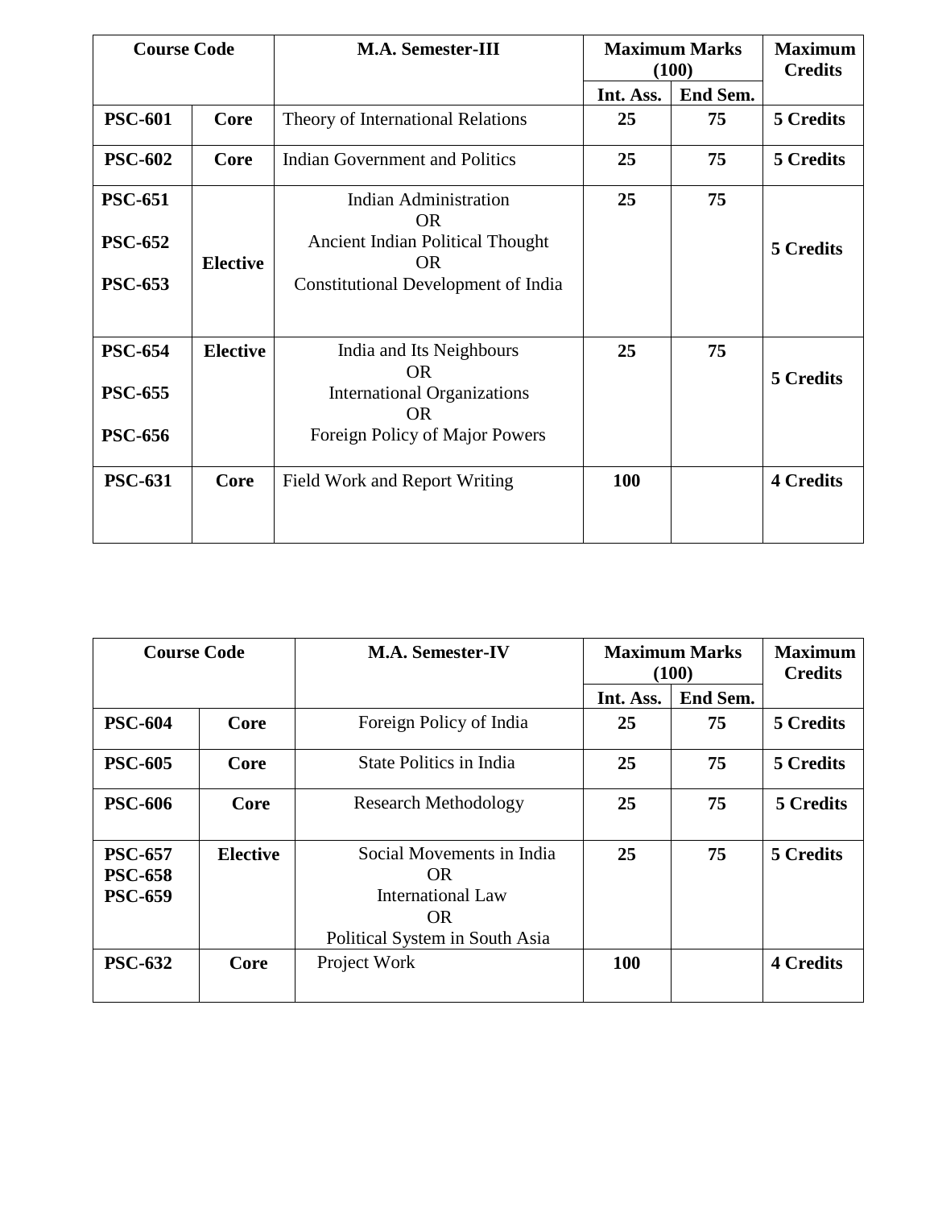| Course Code | | M.A. Semester-III | Maximum Marks (100) | | Maximum Credits |
|---|---|---|---|---|---|
| | | | **Int. Ass.** | **End Sem.** | |
| **PSC-601** | **Core** | Theory of International Relations | **25** | **75** | **5 Credits** |
| **PSC-602** | **Core** | Indian Government and Politics | **25** | **75** | **5 Credits** |
| **PSC-651** <br> **PSC-652** <br> **PSC-653** | **Elective** | Indian Administration <br> OR <br> Ancient Indian Political Thought <br> OR <br> Constitutional Development of India | **25** | **75** | **5 Credits** |
| **PSC-654** <br> **PSC-655** <br> **PSC-656** | **Elective** | India and Its Neighbours <br> OR <br> International Organizations <br> OR <br> Foreign Policy of Major Powers | **25** | **75** | **5 Credits** |
| **PSC-631** | **Core** | Field Work and Report Writing | **100** | | **4 Credits** |

| Course Code | | M.A. Semester-IV | Maximum Marks (100) | | Maximum Credits |
|---|---|---|---|---|---|
| | | | **Int. Ass.** | **End Sem.** | |
| **PSC-604** | **Core** | Foreign Policy of India | **25** | **75** | **5 Credits** |
| **PSC-605** | **Core** | State Politics in India | **25** | **75** | **5 Credits** |
| **PSC-606** | **Core** | Research Methodology | **25** | **75** | **5 Credits** |
| **PSC-657** <br> **PSC-658** <br> **PSC-659** | **Elective** | Social Movements in India <br> OR <br> International Law <br> OR <br> Political System in South Asia | **25** | **75** | **5 Credits** |
| **PSC-632** | **Core** | Project Work | **100** | | **4 Credits** |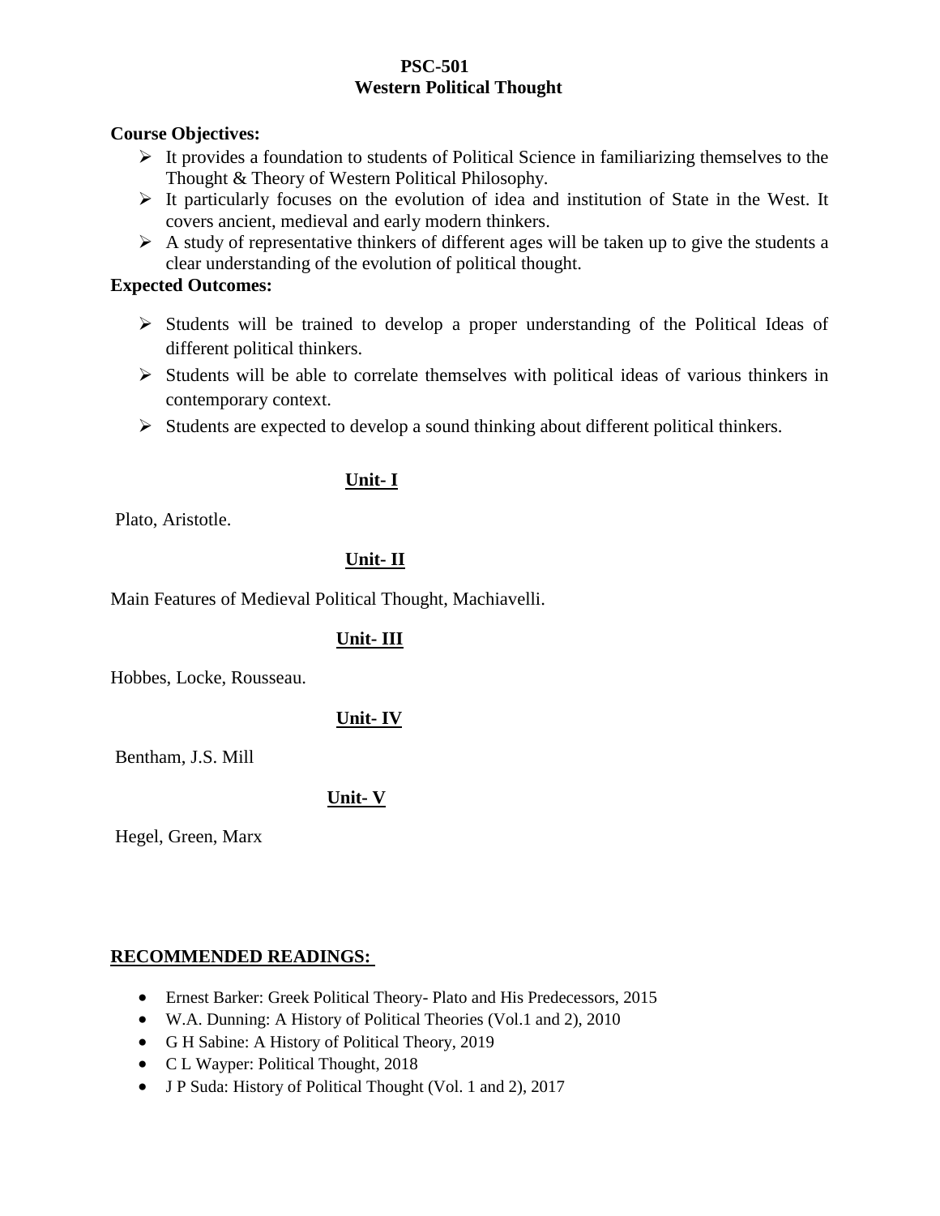# PSC-501
## Western Political Thought

**Course Objectives:**

- It provides a foundation to students of Political Science in familiarizing themselves to the Thought & Theory of Western Political Philosophy.
- It particularly focuses on the evolution of idea and institution of State in the West. It covers ancient, medieval and early modern thinkers.
- A study of representative thinkers of different ages will be taken up to give the students a clear understanding of the evolution of political thought.

**Expected Outcomes:**

- Students will be trained to develop a proper understanding of the Political Ideas of different political thinkers.
- Students will be able to correlate themselves with political ideas of various thinkers in contemporary context.
- Students are expected to develop a sound thinking about different political thinkers.

### Unit- I

Plato, Aristotle.

### Unit- II

Main Features of Medieval Political Thought, Machiavelli.

### Unit- III

Hobbes, Locke, Rousseau.

### Unit- IV

Bentham, J.S. Mill

### Unit- V

Hegel, Green, Marx

**RECOMMENDED READINGS:**

- Ernest Barker: Greek Political Theory- Plato and His Predecessors, 2015
- W.A. Dunning: A History of Political Theories (Vol.1 and 2), 2010
- G H Sabine: A History of Political Theory, 2019
- C L Wayper: Political Thought, 2018
- J P Suda: History of Political Thought (Vol. 1 and 2), 2017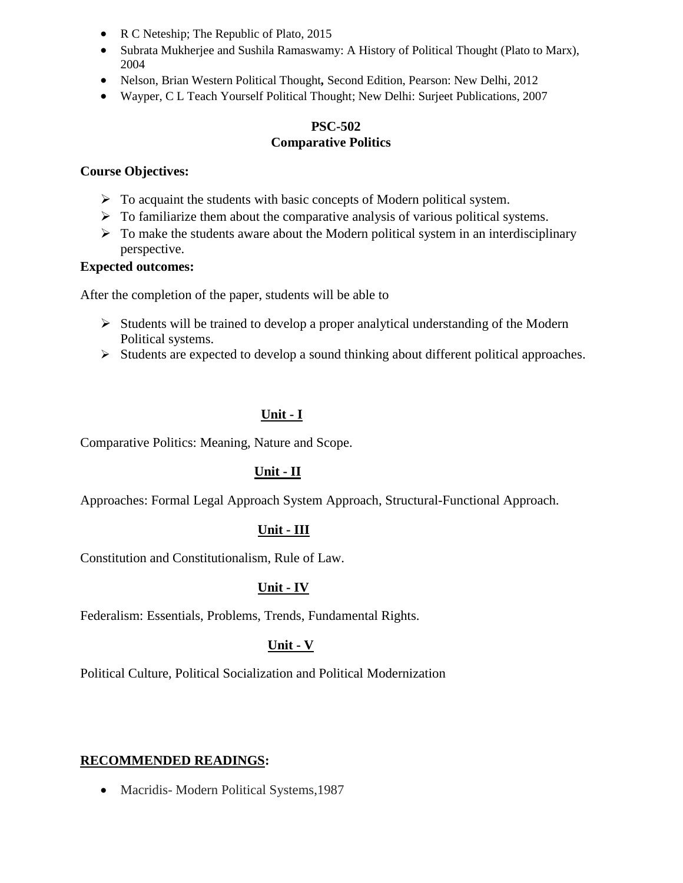- R C Neteship; The Republic of Plato, 2015
- Subrata Mukherjee and Sushila Ramaswamy: A History of Political Thought (Plato to Marx), 2004
- Nelson, Brian Western Political Thought**,** Second Edition, Pearson: New Delhi, 2012
- Wayper, C L Teach Yourself Political Thought; New Delhi: Surjeet Publications, 2007

## PSC-502
## Comparative Politics

**Course Objectives:**

- To acquaint the students with basic concepts of Modern political system.
- To familiarize them about the comparative analysis of various political systems.
- To make the students aware about the Modern political system in an interdisciplinary perspective.

**Expected outcomes:**

After the completion of the paper, students will be able to

- Students will be trained to develop a proper analytical understanding of the Modern Political systems.
- Students are expected to develop a sound thinking about different political approaches.

### Unit - I

Comparative Politics: Meaning, Nature and Scope.

### Unit - II

Approaches: Formal Legal Approach System Approach, Structural-Functional Approach.

### Unit - III

Constitution and Constitutionalism, Rule of Law.

### Unit - IV

Federalism: Essentials, Problems, Trends, Fundamental Rights.

### Unit - V

Political Culture, Political Socialization and Political Modernization

**RECOMMENDED READINGS:**

- Macridis- Modern Political Systems,1987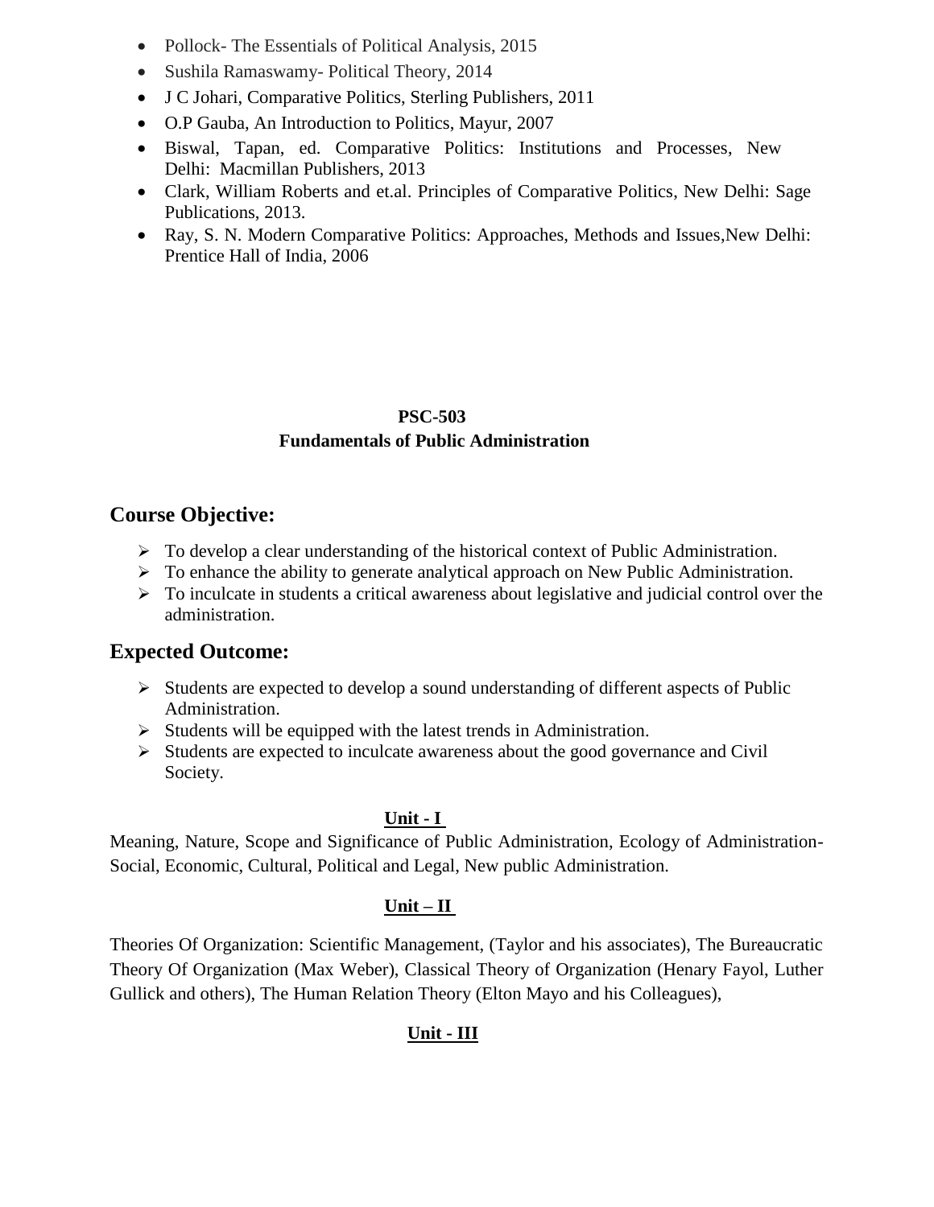- Pollock- The Essentials of Political Analysis, 2015
- Sushila Ramaswamy- Political Theory, 2014
- J C Johari, Comparative Politics, Sterling Publishers, 2011
- O.P Gauba, An Introduction to Politics, Mayur, 2007
- Biswal, Tapan, ed. Comparative Politics: Institutions and Processes, New Delhi: Macmillan Publishers, 2013
- Clark, William Roberts and et.al. Principles of Comparative Politics, New Delhi: Sage Publications, 2013.
- Ray, S. N. Modern Comparative Politics: Approaches, Methods and Issues,New Delhi: Prentice Hall of India, 2006

**PSC-503**
**Fundamentals of Public Administration**

## Course Objective:

- To develop a clear understanding of the historical context of Public Administration.
- To enhance the ability to generate analytical approach on New Public Administration.
- To inculcate in students a critical awareness about legislative and judicial control over the administration.

## Expected Outcome:

- Students are expected to develop a sound understanding of different aspects of Public Administration.
- Students will be equipped with the latest trends in Administration.
- Students are expected to inculcate awareness about the good governance and Civil Society.

**Unit - I**

Meaning, Nature, Scope and Significance of Public Administration, Ecology of Administration-Social, Economic, Cultural, Political and Legal, New public Administration.

**Unit – II**

Theories Of Organization: Scientific Management, (Taylor and his associates), The Bureaucratic Theory Of Organization (Max Weber), Classical Theory of Organization (Henary Fayol, Luther Gullick and others), The Human Relation Theory (Elton Mayo and his Colleagues),

**Unit - III**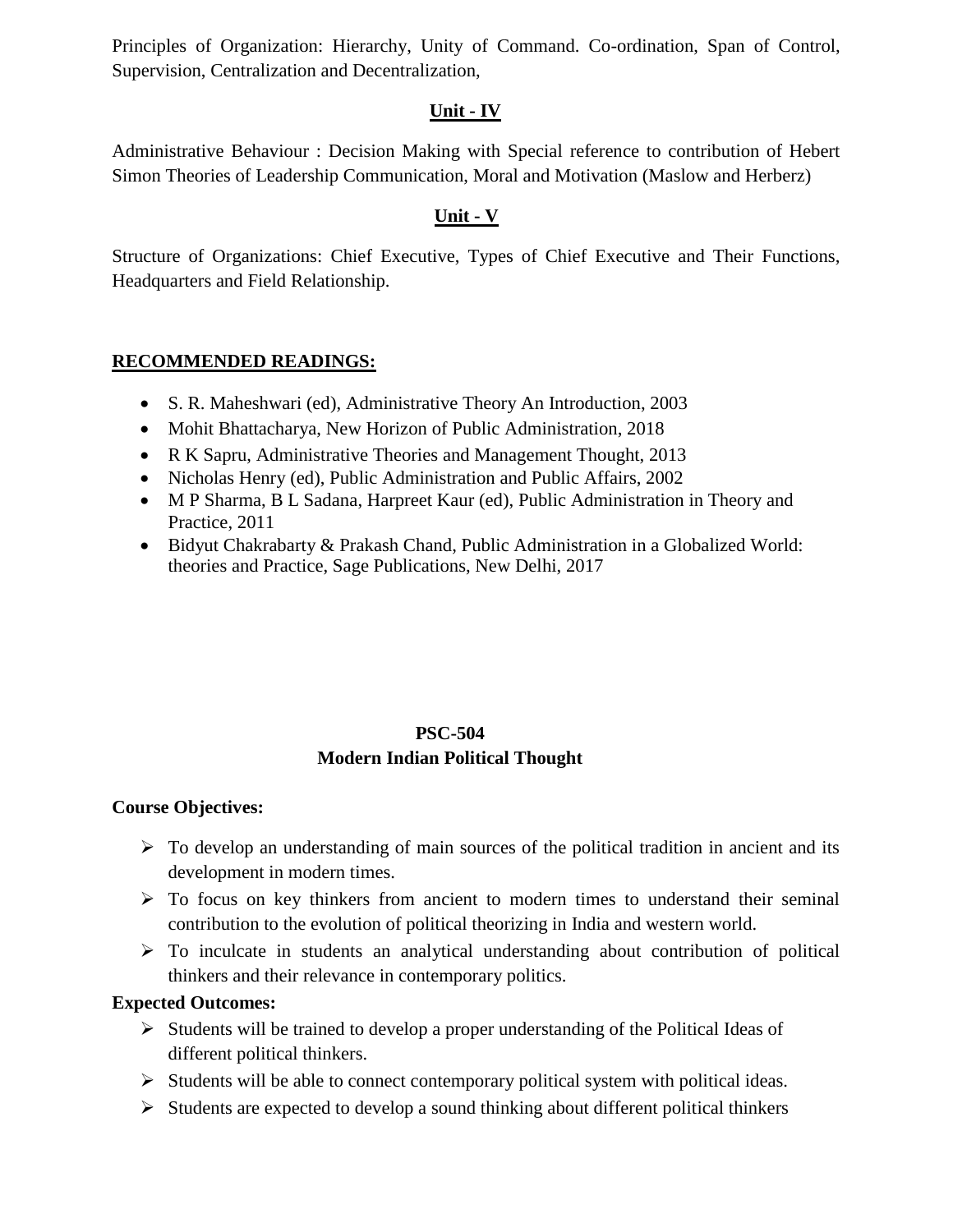Principles of Organization: Hierarchy, Unity of Command. Co-ordination, Span of Control, Supervision, Centralization and Decentralization,

## Unit - IV

Administrative Behaviour : Decision Making with Special reference to contribution of Hebert Simon Theories of Leadership Communication, Moral and Motivation (Maslow and Herberz)

## Unit - V

Structure of Organizations: Chief Executive, Types of Chief Executive and Their Functions, Headquarters and Field Relationship.

## RECOMMENDED READINGS:

- S. R. Maheshwari (ed), Administrative Theory An Introduction, 2003
- Mohit Bhattacharya, New Horizon of Public Administration, 2018
- R K Sapru, Administrative Theories and Management Thought, 2013
- Nicholas Henry (ed), Public Administration and Public Affairs, 2002
- M P Sharma, B L Sadana, Harpreet Kaur (ed), Public Administration in Theory and Practice, 2011
- Bidyut Chakrabarty & Prakash Chand, Public Administration in a Globalized World: theories and Practice, Sage Publications, New Delhi, 2017

# PSC-504
# Modern Indian Political Thought

**Course Objectives:**

- To develop an understanding of main sources of the political tradition in ancient and its development in modern times.
- To focus on key thinkers from ancient to modern times to understand their seminal contribution to the evolution of political theorizing in India and western world.
- To inculcate in students an analytical understanding about contribution of political thinkers and their relevance in contemporary politics.

**Expected Outcomes:**

- Students will be trained to develop a proper understanding of the Political Ideas of different political thinkers.
- Students will be able to connect contemporary political system with political ideas.
- Students are expected to develop a sound thinking about different political thinkers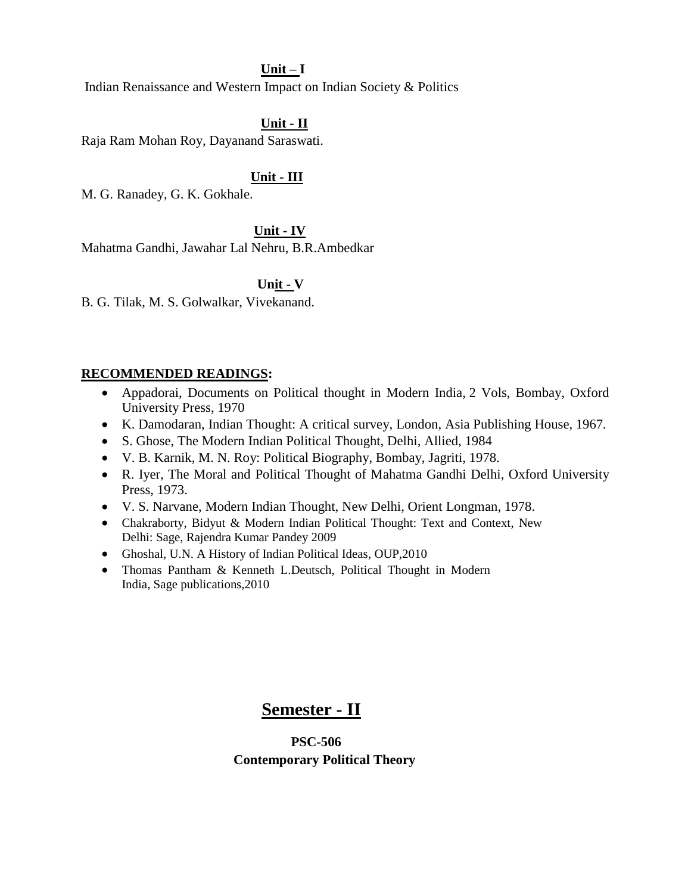**Unit – I**

Indian Renaissance and Western Impact on Indian Society & Politics

**Unit - II**

Raja Ram Mohan Roy, Dayanand Saraswati.

**Unit - III**

M. G. Ranadey, G. K. Gokhale.

**Unit - IV**

Mahatma Gandhi, Jawahar Lal Nehru, B.R.Ambedkar

**Unit - V**

B. G. Tilak, M. S. Golwalkar, Vivekanand.

**RECOMMENDED READINGS:**

- Appadorai, Documents on Political thought in Modern India, 2 Vols, Bombay, Oxford University Press, 1970
- K. Damodaran, Indian Thought: A critical survey, London, Asia Publishing House, 1967.
- S. Ghose, The Modern Indian Political Thought, Delhi, Allied, 1984
- V. B. Karnik, M. N. Roy: Political Biography, Bombay, Jagriti, 1978.
- R. Iyer, The Moral and Political Thought of Mahatma Gandhi Delhi, Oxford University Press, 1973.
- V. S. Narvane, Modern Indian Thought, New Delhi, Orient Longman, 1978.
- Chakraborty, Bidyut & Modern Indian Political Thought: Text and Context, New Delhi: Sage, Rajendra Kumar Pandey 2009
- Ghoshal, U.N. A History of Indian Political Ideas, OUP,2010
- Thomas Pantham & Kenneth L.Deutsch, Political Thought in Modern India, Sage publications,2010

## Semester - II

**PSC-506**

**Contemporary Political Theory**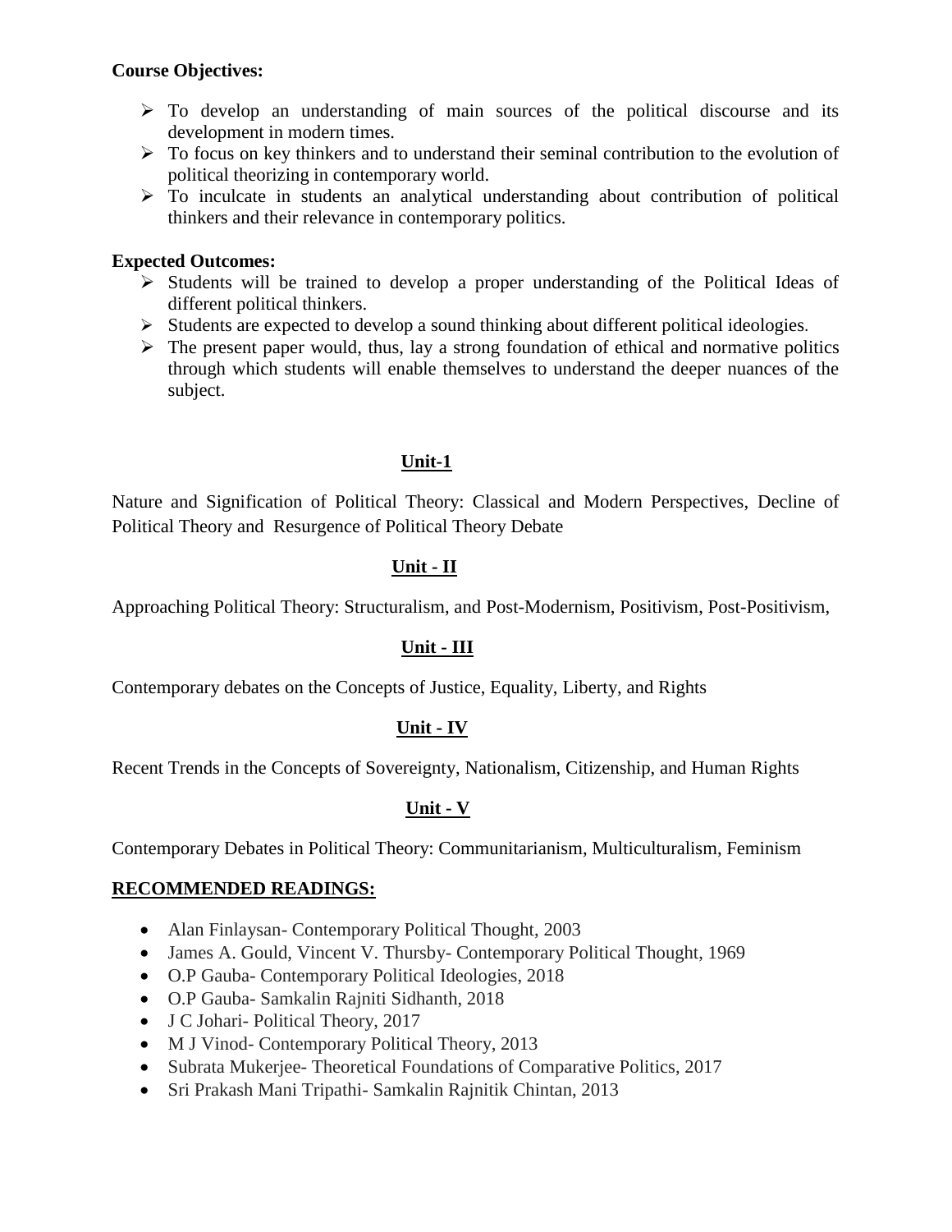**Course Objectives:**

- To develop an understanding of main sources of the political discourse and its development in modern times.
- To focus on key thinkers and to understand their seminal contribution to the evolution of political theorizing in contemporary world.
- To inculcate in students an analytical understanding about contribution of political thinkers and their relevance in contemporary politics.

**Expected Outcomes:**

- Students will be trained to develop a proper understanding of the Political Ideas of different political thinkers.
- Students are expected to develop a sound thinking about different political ideologies.
- The present paper would, thus, lay a strong foundation of ethical and normative politics through which students will enable themselves to understand the deeper nuances of the subject.

## Unit-1

Nature and Signification of Political Theory: Classical and Modern Perspectives, Decline of Political Theory and Resurgence of Political Theory Debate

## Unit - II

Approaching Political Theory: Structuralism, and Post-Modernism, Positivism, Post-Positivism,

## Unit - III

Contemporary debates on the Concepts of Justice, Equality, Liberty, and Rights

## Unit - IV

Recent Trends in the Concepts of Sovereignty, Nationalism, Citizenship, and Human Rights

## Unit - V

Contemporary Debates in Political Theory: Communitarianism, Multiculturalism, Feminism

## RECOMMENDED READINGS:

- Alan Finlaysan- Contemporary Political Thought, 2003
- James A. Gould, Vincent V. Thursby- Contemporary Political Thought, 1969
- O.P Gauba- Contemporary Political Ideologies, 2018
- O.P Gauba- Samkalin Rajniti Sidhanth, 2018
- J C Johari- Political Theory, 2017
- M J Vinod- Contemporary Political Theory, 2013
- Subrata Mukerjee- Theoretical Foundations of Comparative Politics, 2017
- Sri Prakash Mani Tripathi- Samkalin Rajnitik Chintan, 2013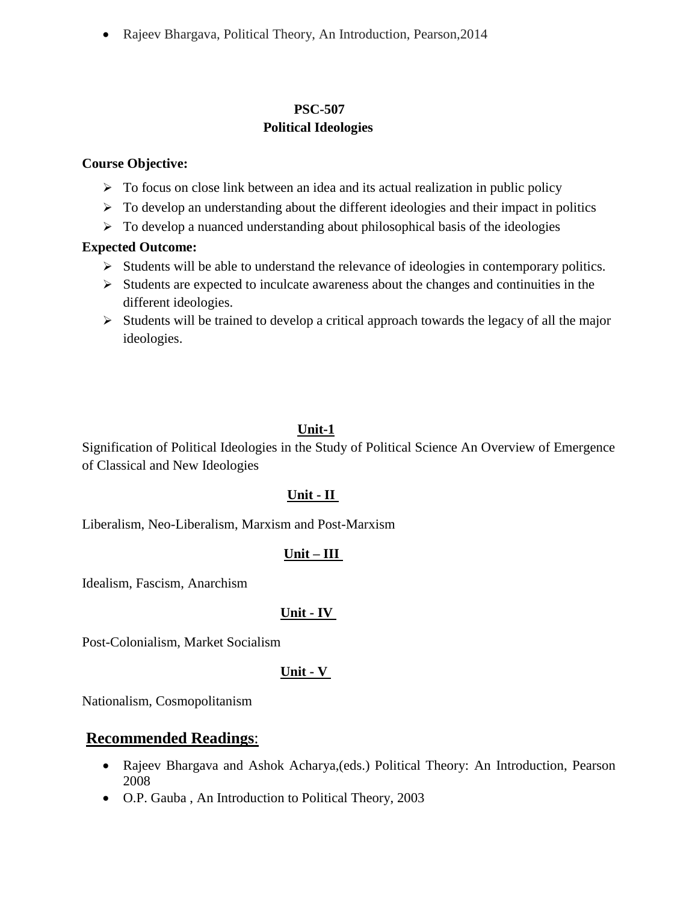- Rajeev Bhargava, Political Theory, An Introduction, Pearson,2014

## PSC-507
## Political Ideologies

**Course Objective:**

- To focus on close link between an idea and its actual realization in public policy
- To develop an understanding about the different ideologies and their impact in politics
- To develop a nuanced understanding about philosophical basis of the ideologies

**Expected Outcome:**

- Students will be able to understand the relevance of ideologies in contemporary politics.
- Students are expected to inculcate awareness about the changes and continuities in the different ideologies.
- Students will be trained to develop a critical approach towards the legacy of all the major ideologies.

### Unit-1

Signification of Political Ideologies in the Study of Political Science An Overview of Emergence of Classical and New Ideologies

### Unit - II

Liberalism, Neo-Liberalism, Marxism and Post-Marxism

### Unit – III

Idealism, Fascism, Anarchism

### Unit - IV

Post-Colonialism, Market Socialism

### Unit - V

Nationalism, Cosmopolitanism

## Recommended Readings:

- Rajeev Bhargava and Ashok Acharya,(eds.) Political Theory: An Introduction, Pearson 2008
- O.P. Gauba , An Introduction to Political Theory, 2003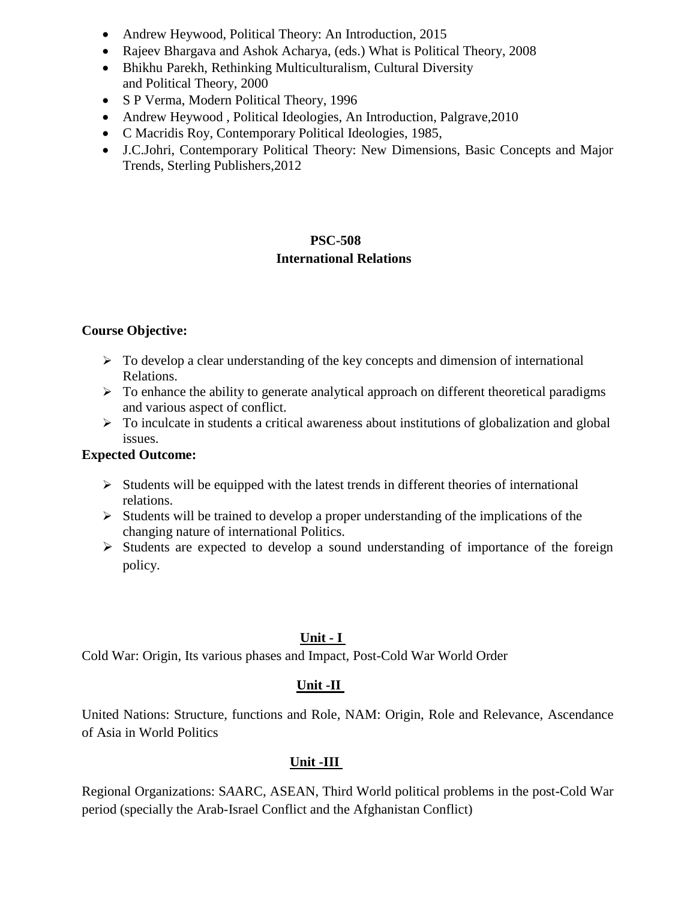- Andrew Heywood, Political Theory: An Introduction, 2015
- Rajeev Bhargava and Ashok Acharya, (eds.) What is Political Theory, 2008
- Bhikhu Parekh, Rethinking Multiculturalism, Cultural Diversity and Political Theory, 2000
- S P Verma, Modern Political Theory, 1996
- Andrew Heywood , Political Ideologies, An Introduction, Palgrave,2010
- C Macridis Roy, Contemporary Political Ideologies, 1985,
- J.C.Johri, Contemporary Political Theory: New Dimensions, Basic Concepts and Major Trends, Sterling Publishers,2012

## PSC-508
## International Relations

**Course Objective:**

- To develop a clear understanding of the key concepts and dimension of international Relations.
- To enhance the ability to generate analytical approach on different theoretical paradigms and various aspect of conflict.
- To inculcate in students a critical awareness about institutions of globalization and global issues.

**Expected Outcome:**

- Students will be equipped with the latest trends in different theories of international relations.
- Students will be trained to develop a proper understanding of the implications of the changing nature of international Politics.
- Students are expected to develop a sound understanding of importance of the foreign policy.

### Unit - I

Cold War: Origin, Its various phases and Impact, Post-Cold War World Order

### Unit -II

United Nations: Structure, functions and Role, NAM: Origin, Role and Relevance, Ascendance of Asia in World Politics

### Unit -III

Regional Organizations: SAARC, ASEAN, Third World political problems in the post-Cold War period (specially the Arab-Israel Conflict and the Afghanistan Conflict)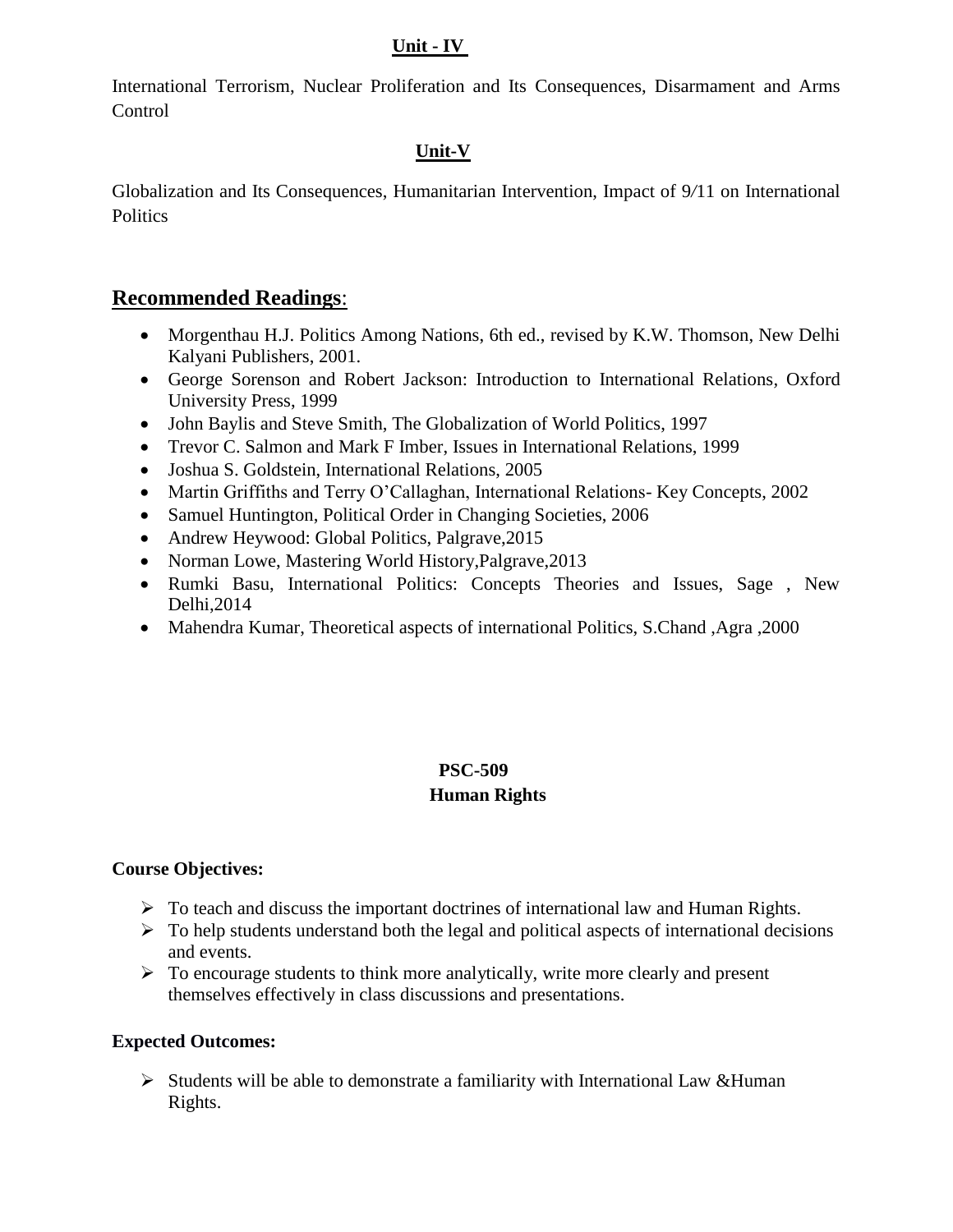## Unit - IV

International Terrorism, Nuclear Proliferation and Its Consequences, Disarmament and Arms Control

## Unit-V

Globalization and Its Consequences, Humanitarian Intervention, Impact of 9/11 on International Politics

## Recommended Readings:

- Morgenthau H.J. Politics Among Nations, 6th ed., revised by K.W. Thomson, New Delhi Kalyani Publishers, 2001.
- George Sorenson and Robert Jackson: Introduction to International Relations, Oxford University Press, 1999
- John Baylis and Steve Smith, The Globalization of World Politics, 1997
- Trevor C. Salmon and Mark F Imber, Issues in International Relations, 1999
- Joshua S. Goldstein, International Relations, 2005
- Martin Griffiths and Terry O'Callaghan, International Relations- Key Concepts, 2002
- Samuel Huntington, Political Order in Changing Societies, 2006
- Andrew Heywood: Global Politics, Palgrave,2015
- Norman Lowe, Mastering World History,Palgrave,2013
- Rumki Basu, International Politics: Concepts Theories and Issues, Sage , New Delhi,2014
- Mahendra Kumar, Theoretical aspects of international Politics, S.Chand ,Agra ,2000

# PSC-509
## Human Rights

**Course Objectives:**

- To teach and discuss the important doctrines of international law and Human Rights.
- To help students understand both the legal and political aspects of international decisions and events.
- To encourage students to think more analytically, write more clearly and present themselves effectively in class discussions and presentations.

**Expected Outcomes:**

- Students will be able to demonstrate a familiarity with International Law &Human Rights.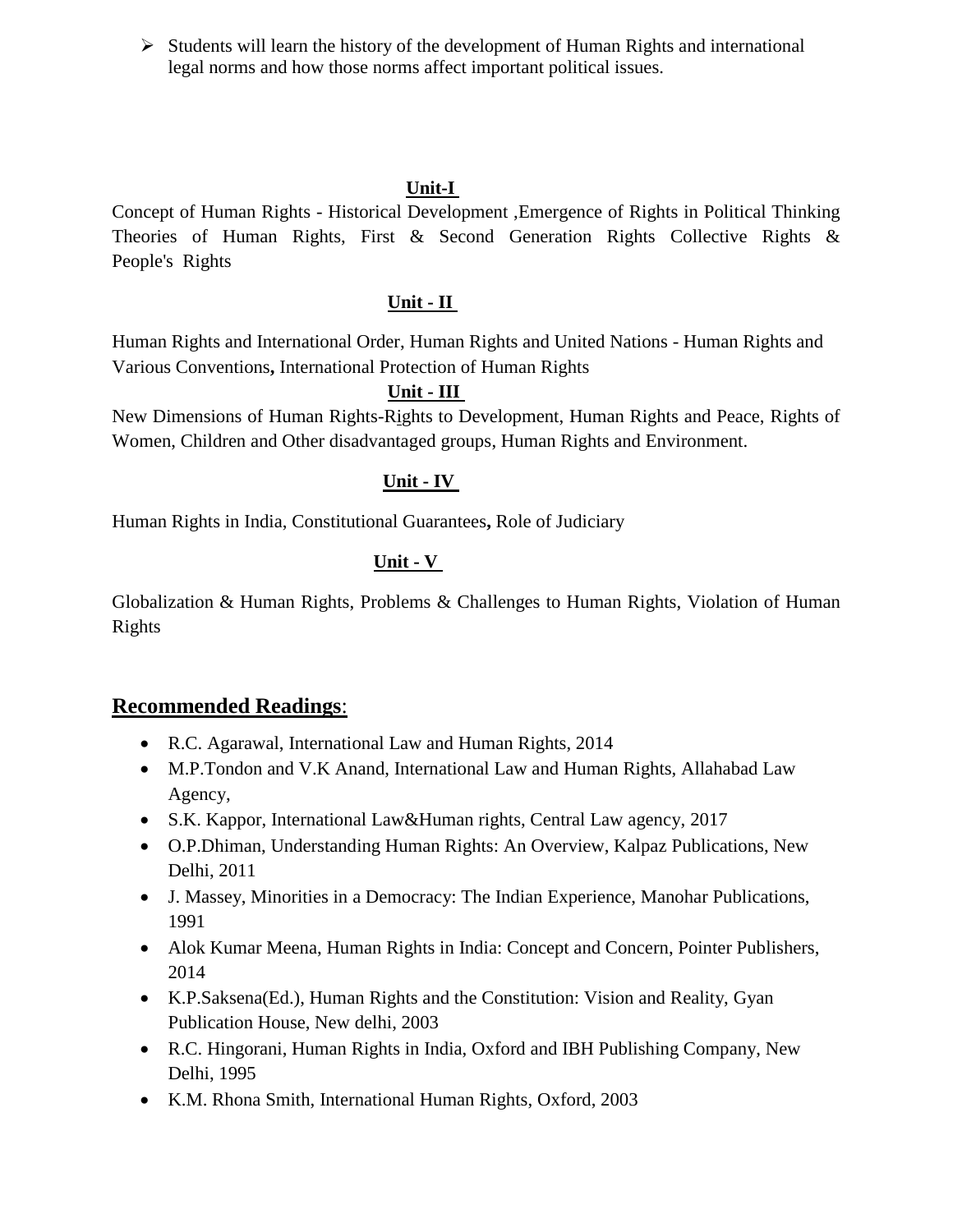- Students will learn the history of the development of Human Rights and international legal norms and how those norms affect important political issues.

**Unit-I**

Concept of Human Rights - Historical Development ,Emergence of Rights in Political Thinking Theories of Human Rights, First & Second Generation Rights Collective Rights & People's Rights

**Unit - II**

Human Rights and International Order, Human Rights and United Nations - Human Rights and Various Conventions**,** International Protection of Human Rights

**Unit - III**

New Dimensions of Human Rights-Rights to Development, Human Rights and Peace, Rights of Women, Children and Other disadvantaged groups, Human Rights and Environment.

**Unit - IV**

Human Rights in India, Constitutional Guarantees**,** Role of Judiciary

**Unit - V**

Globalization & Human Rights, Problems & Challenges to Human Rights, Violation of Human Rights

## Recommended Readings:

- R.C. Agarawal, International Law and Human Rights, 2014
- M.P.Tondon and V.K Anand, International Law and Human Rights, Allahabad Law Agency,
- S.K. Kappor, International Law&Human rights, Central Law agency, 2017
- O.P.Dhiman, Understanding Human Rights: An Overview, Kalpaz Publications, New Delhi, 2011
- J. Massey, Minorities in a Democracy: The Indian Experience, Manohar Publications, 1991
- Alok Kumar Meena, Human Rights in India: Concept and Concern, Pointer Publishers, 2014
- K.P.Saksena(Ed.), Human Rights and the Constitution: Vision and Reality, Gyan Publication House, New delhi, 2003
- R.C. Hingorani, Human Rights in India, Oxford and IBH Publishing Company, New Delhi, 1995
- K.M. Rhona Smith, International Human Rights, Oxford, 2003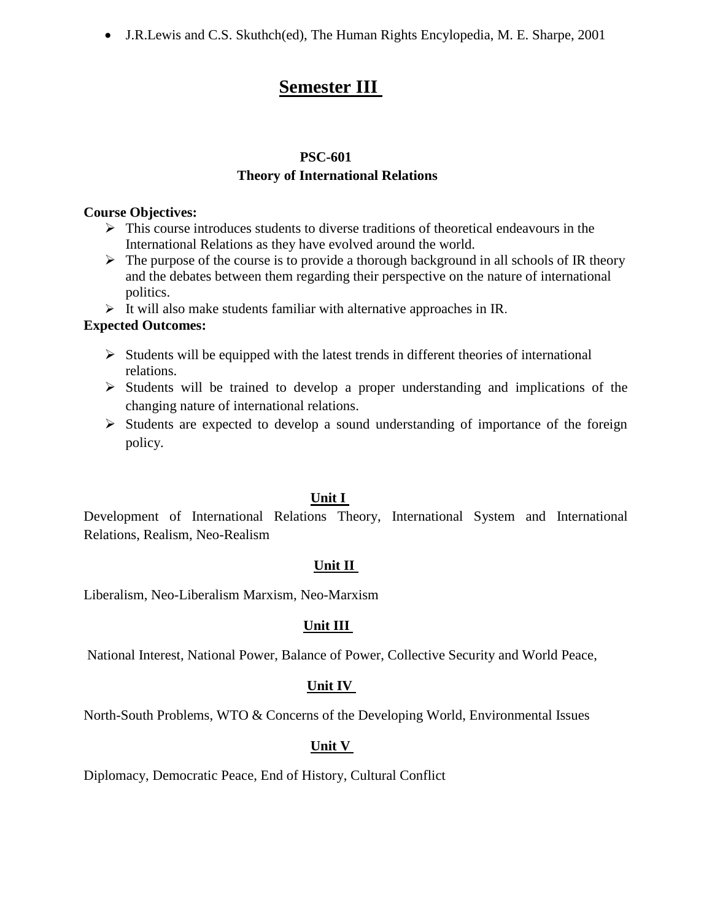- J.R.Lewis and C.S. Skuthch(ed), The Human Rights Encylopedia, M. E. Sharpe, 2001

# Semester III

## PSC-601
## Theory of International Relations

**Course Objectives:**

- This course introduces students to diverse traditions of theoretical endeavours in the International Relations as they have evolved around the world.
- The purpose of the course is to provide a thorough background in all schools of IR theory and the debates between them regarding their perspective on the nature of international politics.
- It will also make students familiar with alternative approaches in IR.

**Expected Outcomes:**

- Students will be equipped with the latest trends in different theories of international relations.
- Students will be trained to develop a proper understanding and implications of the changing nature of international relations.
- Students are expected to develop a sound understanding of importance of the foreign policy.

### Unit I

Development of International Relations Theory, International System and International Relations, Realism, Neo-Realism

### Unit II

Liberalism, Neo-Liberalism Marxism, Neo-Marxism

### Unit III

National Interest, National Power, Balance of Power, Collective Security and World Peace,

### Unit IV

North-South Problems, WTO & Concerns of the Developing World, Environmental Issues

### Unit V

Diplomacy, Democratic Peace, End of History, Cultural Conflict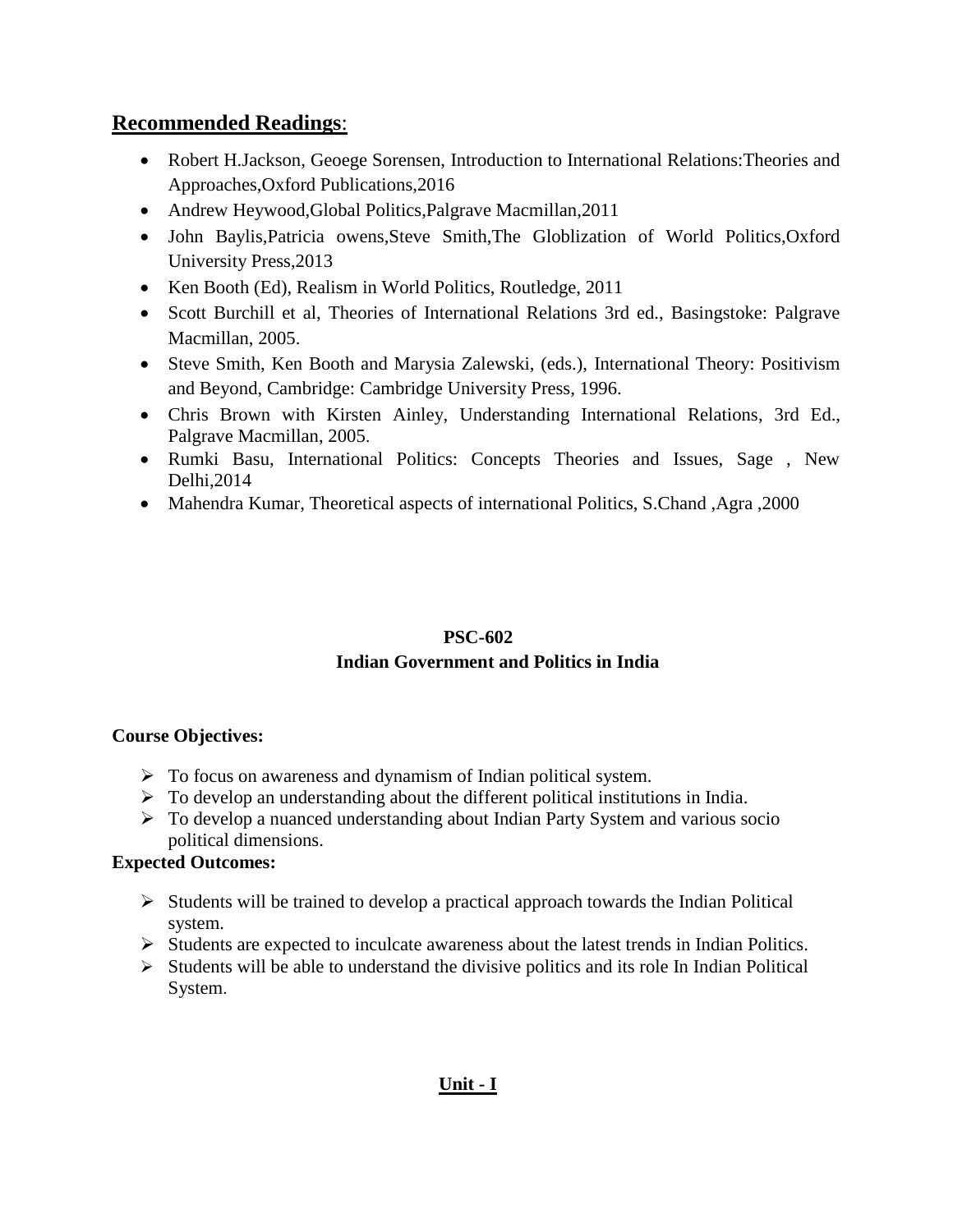## **Recommended Readings**:

- Robert H.Jackson, Geoege Sorensen, Introduction to International Relations:Theories and Approaches,Oxford Publications,2016
- Andrew Heywood,Global Politics,Palgrave Macmillan,2011
- John Baylis,Patricia owens,Steve Smith,The Globlization of World Politics,Oxford University Press,2013
- Ken Booth (Ed), Realism in World Politics, Routledge, 2011
- Scott Burchill et al, Theories of International Relations 3rd ed., Basingstoke: Palgrave Macmillan, 2005.
- Steve Smith, Ken Booth and Marysia Zalewski, (eds.), International Theory: Positivism and Beyond, Cambridge: Cambridge University Press, 1996.
- Chris Brown with Kirsten Ainley, Understanding International Relations, 3rd Ed., Palgrave Macmillan, 2005.
- Rumki Basu, International Politics: Concepts Theories and Issues, Sage , New Delhi,2014
- Mahendra Kumar, Theoretical aspects of international Politics, S.Chand ,Agra ,2000

**PSC-602**

**Indian Government and Politics in India**

**Course Objectives:**

- To focus on awareness and dynamism of Indian political system.
- To develop an understanding about the different political institutions in India.
- To develop a nuanced understanding about Indian Party System and various socio political dimensions.

**Expected Outcomes:**

- Students will be trained to develop a practical approach towards the Indian Political system.
- Students are expected to inculcate awareness about the latest trends in Indian Politics.
- Students will be able to understand the divisive politics and its role In Indian Political System.

**Unit - I**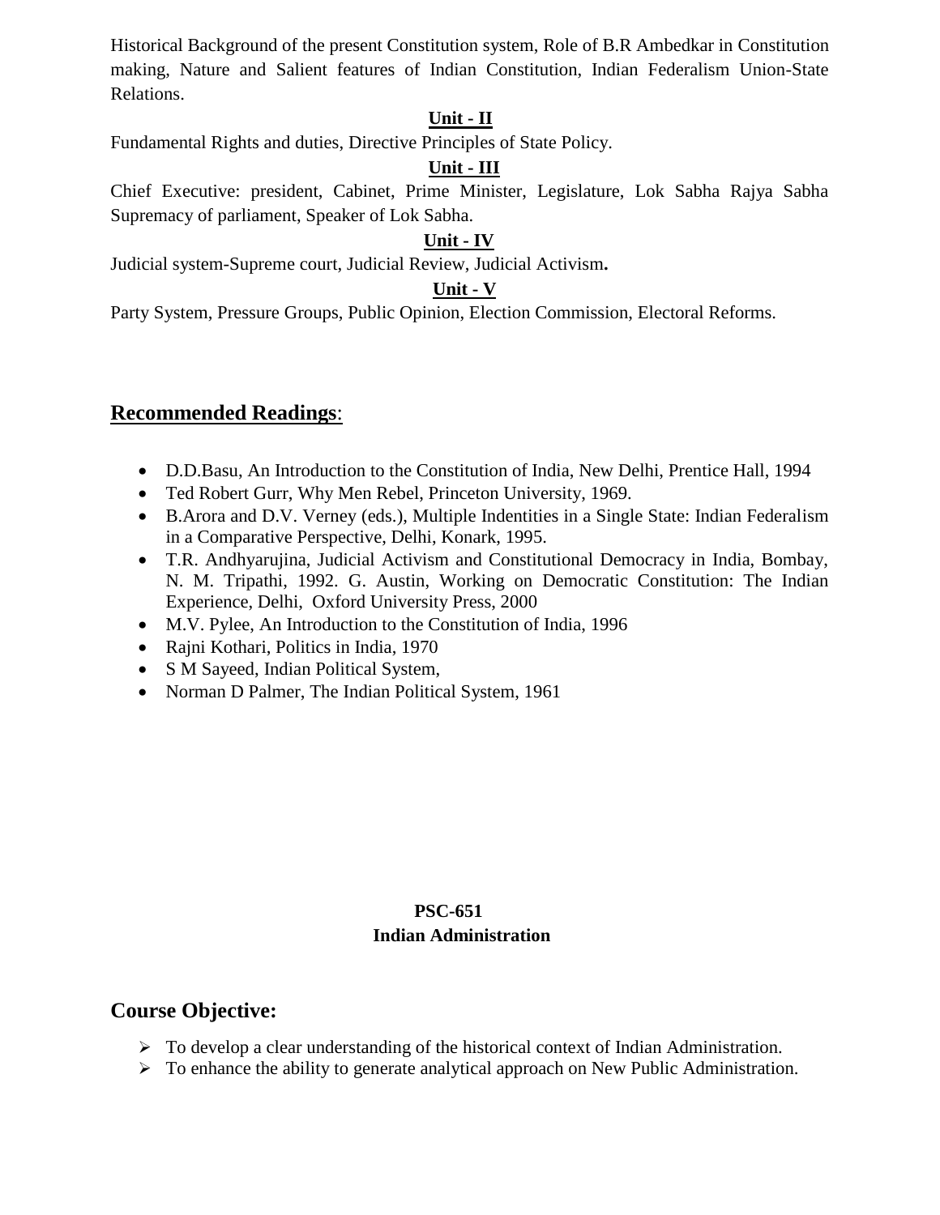Historical Background of the present Constitution system, Role of B.R Ambedkar in Constitution making, Nature and Salient features of Indian Constitution, Indian Federalism Union-State Relations.

**Unit - II**

Fundamental Rights and duties, Directive Principles of State Policy.

**Unit - III**

Chief Executive: president, Cabinet, Prime Minister, Legislature, Lok Sabha Rajya Sabha Supremacy of parliament, Speaker of Lok Sabha.

**Unit - IV**

Judicial system-Supreme court, Judicial Review, Judicial Activism**.**

**Unit - V**

Party System, Pressure Groups, Public Opinion, Election Commission, Electoral Reforms.

## Recommended Readings:

- D.D.Basu, An Introduction to the Constitution of India, New Delhi, Prentice Hall, 1994
- Ted Robert Gurr, Why Men Rebel, Princeton University, 1969.
- B.Arora and D.V. Verney (eds.), Multiple Indentities in a Single State: Indian Federalism in a Comparative Perspective, Delhi, Konark, 1995.
- T.R. Andhyarujina, Judicial Activism and Constitutional Democracy in India, Bombay, N. M. Tripathi, 1992. G. Austin, Working on Democratic Constitution: The Indian Experience, Delhi, Oxford University Press, 2000
- M.V. Pylee, An Introduction to the Constitution of India, 1996
- Rajni Kothari, Politics in India, 1970
- S M Sayeed, Indian Political System,
- Norman D Palmer, The Indian Political System, 1961

**PSC-651**
**Indian Administration**

## Course Objective:

- To develop a clear understanding of the historical context of Indian Administration.
- To enhance the ability to generate analytical approach on New Public Administration.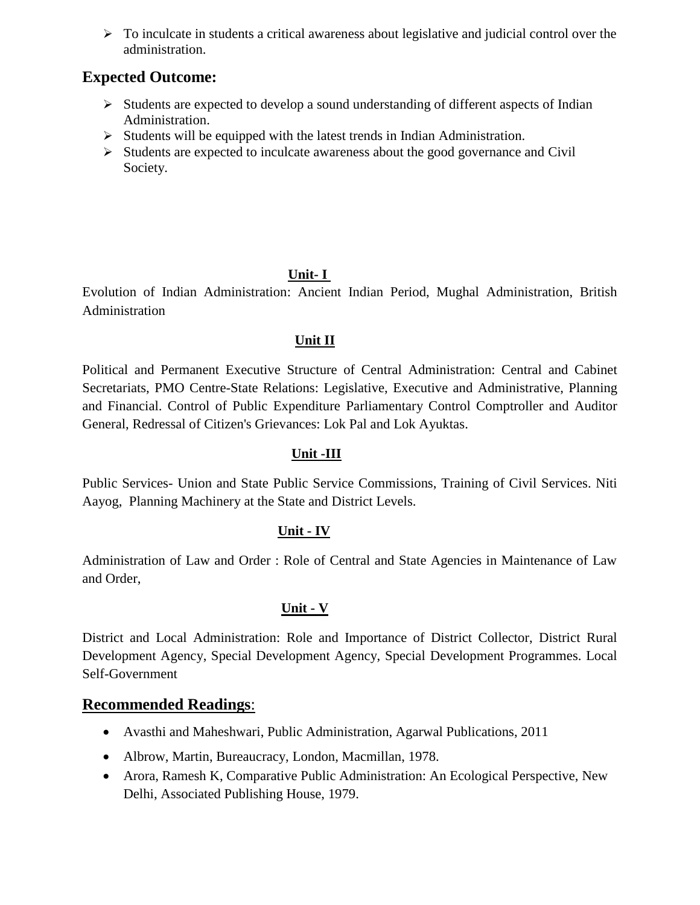- To inculcate in students a critical awareness about legislative and judicial control over the administration.

## Expected Outcome:

- Students are expected to develop a sound understanding of different aspects of Indian Administration.
- Students will be equipped with the latest trends in Indian Administration.
- Students are expected to inculcate awareness about the good governance and Civil Society.

### Unit- I

Evolution of Indian Administration: Ancient Indian Period, Mughal Administration, British Administration

### Unit II

Political and Permanent Executive Structure of Central Administration: Central and Cabinet Secretariats, PMO Centre-State Relations: Legislative, Executive and Administrative, Planning and Financial. Control of Public Expenditure Parliamentary Control Comptroller and Auditor General, Redressal of Citizen's Grievances: Lok Pal and Lok Ayuktas.

### Unit -III

Public Services- Union and State Public Service Commissions, Training of Civil Services. Niti Aayog, Planning Machinery at the State and District Levels.

### Unit - IV

Administration of Law and Order : Role of Central and State Agencies in Maintenance of Law and Order,

### Unit - V

District and Local Administration: Role and Importance of District Collector, District Rural Development Agency, Special Development Agency, Special Development Programmes. Local Self-Government

## Recommended Readings:

- Avasthi and Maheshwari, Public Administration, Agarwal Publications, 2011
- Albrow, Martin, Bureaucracy, London, Macmillan, 1978.
- Arora, Ramesh K, Comparative Public Administration: An Ecological Perspective, New Delhi, Associated Publishing House, 1979.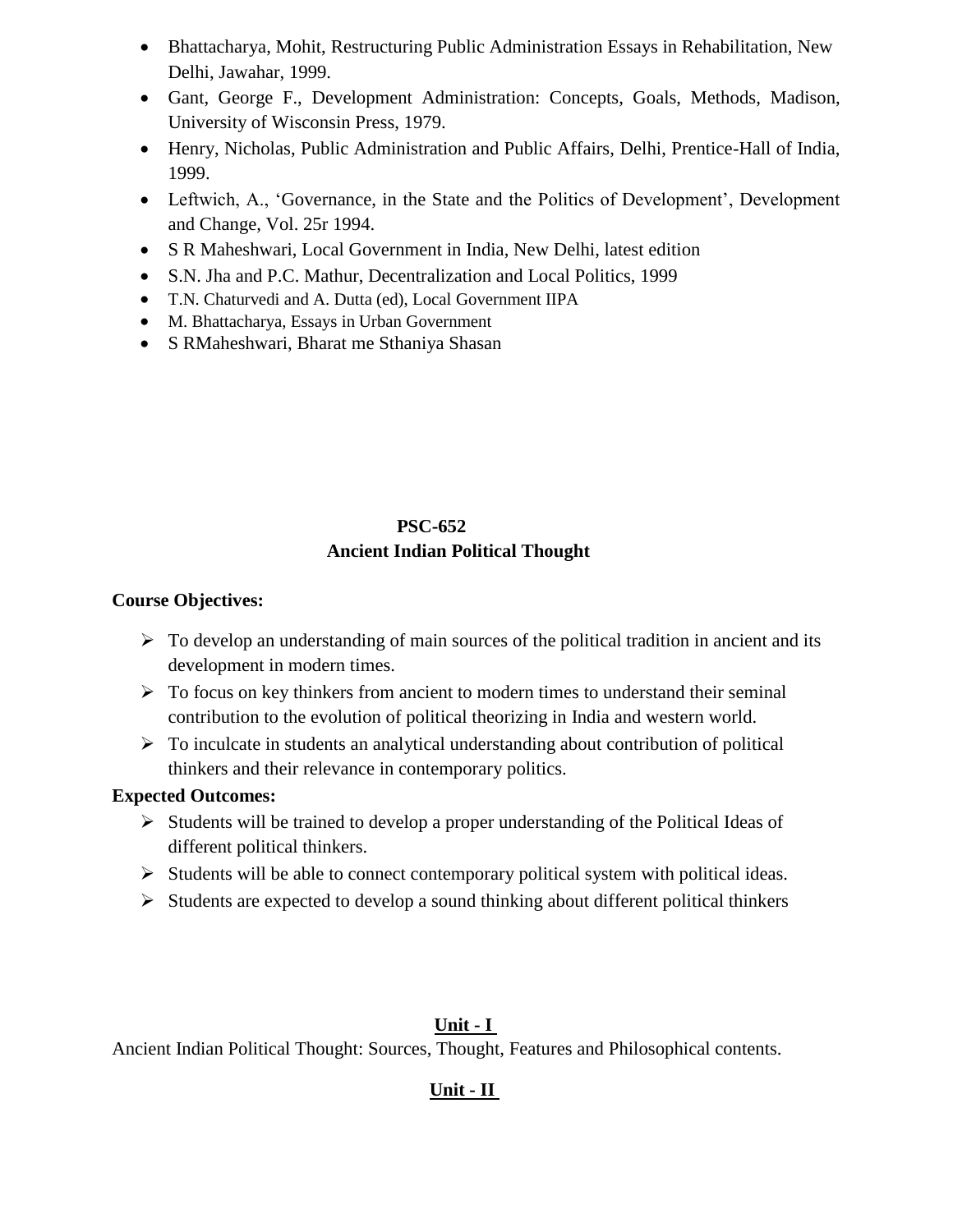- Bhattacharya, Mohit, Restructuring Public Administration Essays in Rehabilitation, New Delhi, Jawahar, 1999.
- Gant, George F., Development Administration: Concepts, Goals, Methods, Madison, University of Wisconsin Press, 1979.
- Henry, Nicholas, Public Administration and Public Affairs, Delhi, Prentice-Hall of India, 1999.
- Leftwich, A., 'Governance, in the State and the Politics of Development', Development and Change, Vol. 25r 1994.
- S R Maheshwari, Local Government in India, New Delhi, latest edition
- S.N. Jha and P.C. Mathur, Decentralization and Local Politics, 1999
- T.N. Chaturvedi and A. Dutta (ed), Local Government IIPA
- M. Bhattacharya, Essays in Urban Government
- S RMaheshwari, Bharat me Sthaniya Shasan

## PSC-652
## Ancient Indian Political Thought

**Course Objectives:**

- To develop an understanding of main sources of the political tradition in ancient and its development in modern times.
- To focus on key thinkers from ancient to modern times to understand their seminal contribution to the evolution of political theorizing in India and western world.
- To inculcate in students an analytical understanding about contribution of political thinkers and their relevance in contemporary politics.

**Expected Outcomes:**

- Students will be trained to develop a proper understanding of the Political Ideas of different political thinkers.
- Students will be able to connect contemporary political system with political ideas.
- Students are expected to develop a sound thinking about different political thinkers

### Unit - I

Ancient Indian Political Thought: Sources, Thought, Features and Philosophical contents.

### Unit - II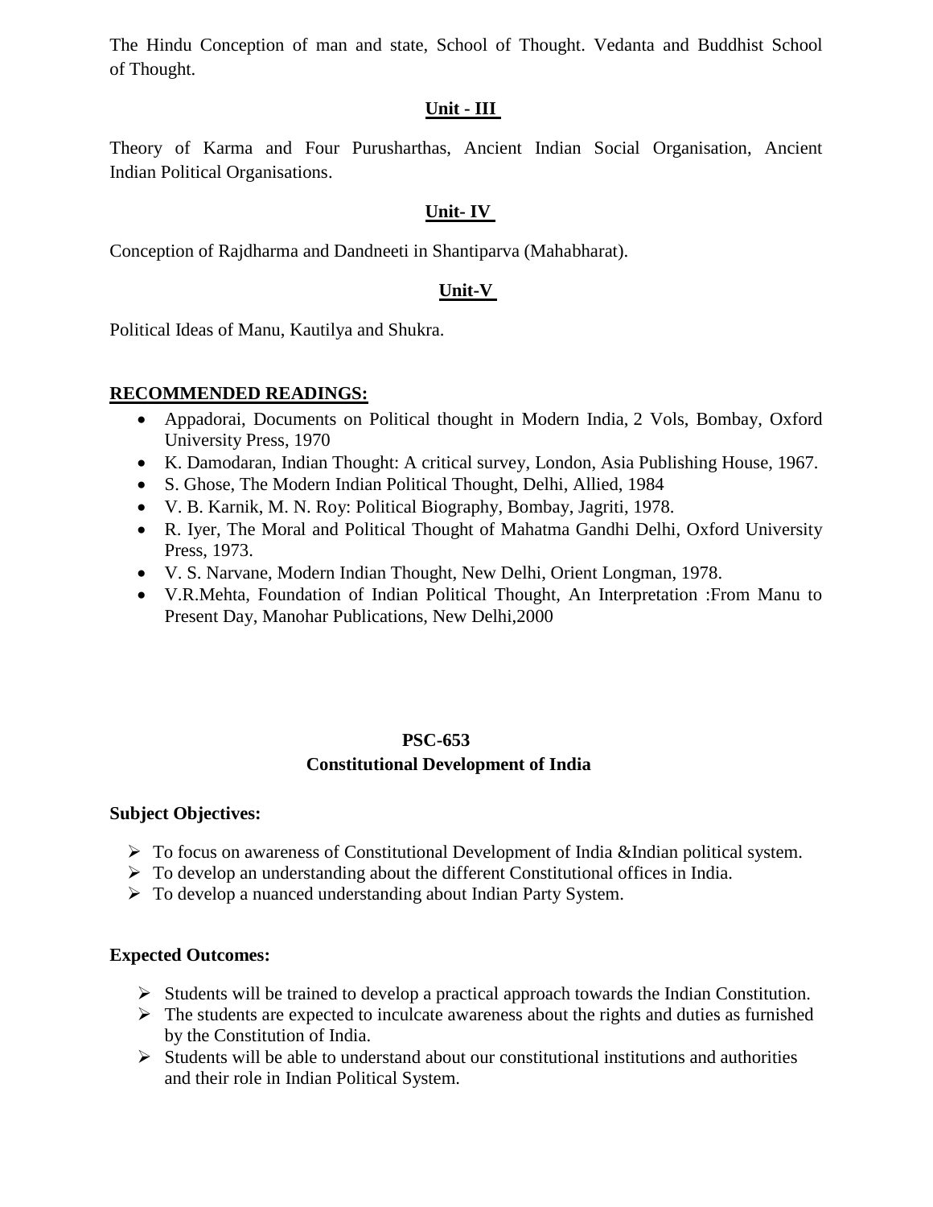The Hindu Conception of man and state, School of Thought. Vedanta and Buddhist School of Thought.

**Unit - III**

Theory of Karma and Four Purusharthas, Ancient Indian Social Organisation, Ancient Indian Political Organisations.

**Unit- IV**

Conception of Rajdharma and Dandneeti in Shantiparva (Mahabharat).

**Unit-V**

Political Ideas of Manu, Kautilya and Shukra.

**RECOMMENDED READINGS:**

- Appadorai, Documents on Political thought in Modern India, 2 Vols, Bombay, Oxford University Press, 1970
- K. Damodaran, Indian Thought: A critical survey, London, Asia Publishing House, 1967.
- S. Ghose, The Modern Indian Political Thought, Delhi, Allied, 1984
- V. B. Karnik, M. N. Roy: Political Biography, Bombay, Jagriti, 1978.
- R. Iyer, The Moral and Political Thought of Mahatma Gandhi Delhi, Oxford University Press, 1973.
- V. S. Narvane, Modern Indian Thought, New Delhi, Orient Longman, 1978.
- V.R.Mehta, Foundation of Indian Political Thought, An Interpretation :From Manu to Present Day, Manohar Publications, New Delhi,2000

## PSC-653
## Constitutional Development of India

**Subject Objectives:**

- To focus on awareness of Constitutional Development of India &Indian political system.
- To develop an understanding about the different Constitutional offices in India.
- To develop a nuanced understanding about Indian Party System.

**Expected Outcomes:**

- Students will be trained to develop a practical approach towards the Indian Constitution.
- The students are expected to inculcate awareness about the rights and duties as furnished by the Constitution of India.
- Students will be able to understand about our constitutional institutions and authorities and their role in Indian Political System.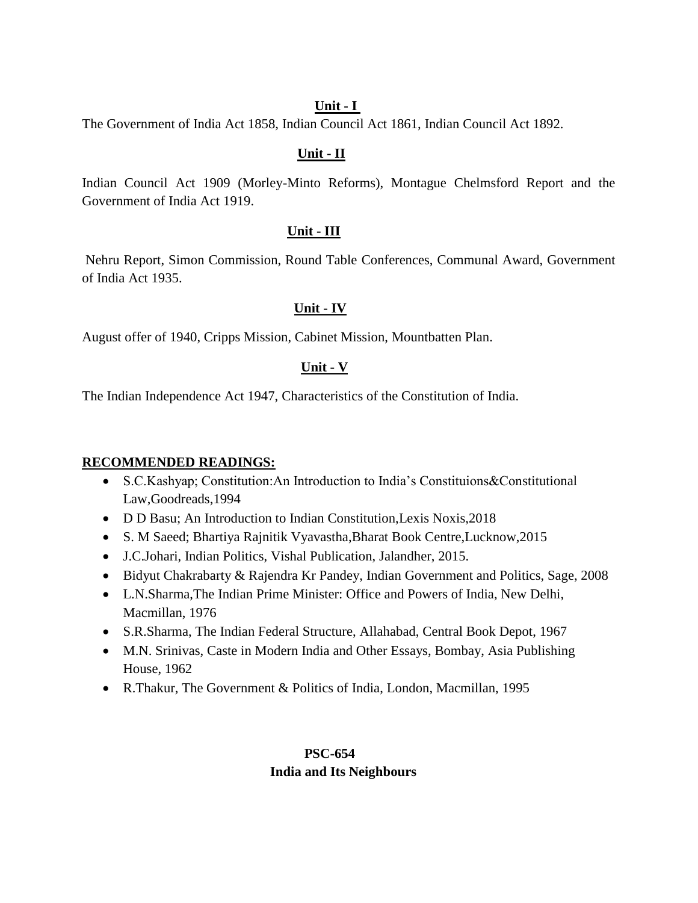**Unit - I**

The Government of India Act 1858, Indian Council Act 1861, Indian Council Act 1892.

**Unit - II**

Indian Council Act 1909 (Morley-Minto Reforms), Montague Chelmsford Report and the Government of India Act 1919.

**Unit - III**

Nehru Report, Simon Commission, Round Table Conferences, Communal Award, Government of India Act 1935.

**Unit - IV**

August offer of 1940, Cripps Mission, Cabinet Mission, Mountbatten Plan.

**Unit - V**

The Indian Independence Act 1947, Characteristics of the Constitution of India.

**RECOMMENDED READINGS:**

- S.C.Kashyap; Constitution:An Introduction to India's Constituions&Constitutional Law,Goodreads,1994
- D D Basu; An Introduction to Indian Constitution,Lexis Noxis,2018
- S. M Saeed; Bhartiya Rajnitik Vyavastha,Bharat Book Centre,Lucknow,2015
- J.C.Johari, Indian Politics, Vishal Publication, Jalandher, 2015.
- Bidyut Chakrabarty & Rajendra Kr Pandey, Indian Government and Politics, Sage, 2008
- L.N.Sharma,The Indian Prime Minister: Office and Powers of India, New Delhi, Macmillan, 1976
- S.R.Sharma, The Indian Federal Structure, Allahabad, Central Book Depot, 1967
- M.N. Srinivas, Caste in Modern India and Other Essays, Bombay, Asia Publishing House, 1962
- R.Thakur, The Government & Politics of India, London, Macmillan, 1995

**PSC-654**
**India and Its Neighbours**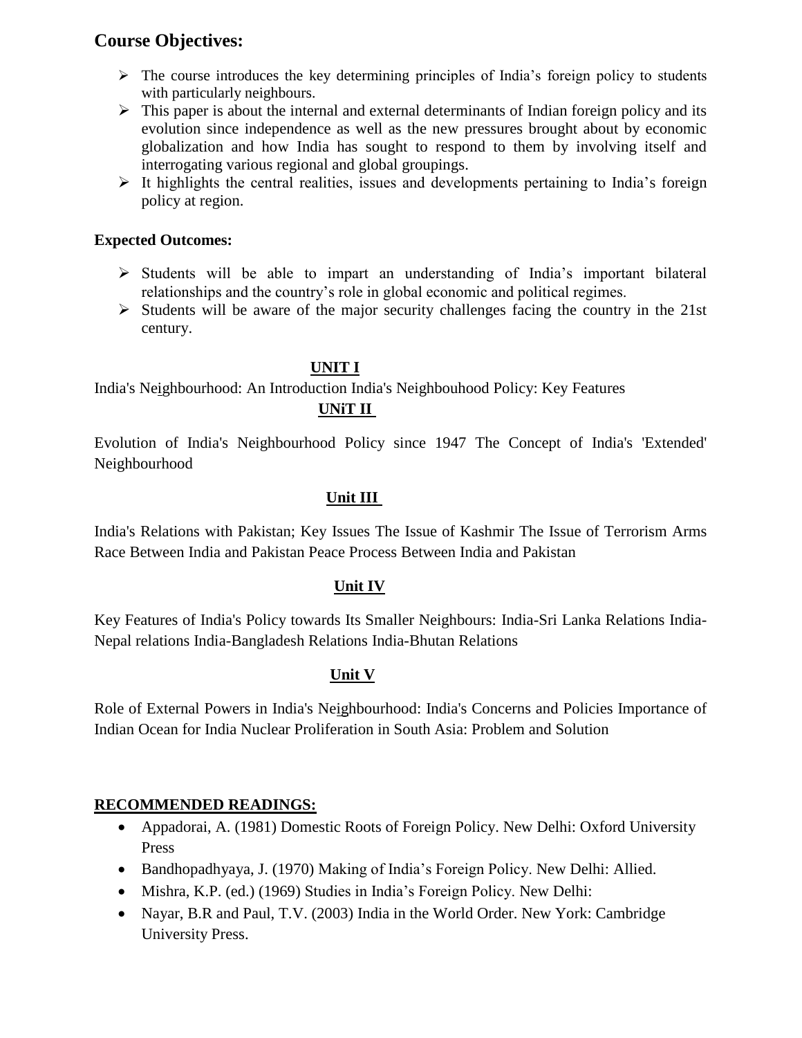## Course Objectives:

- The course introduces the key determining principles of India's foreign policy to students with particularly neighbours.
- This paper is about the internal and external determinants of Indian foreign policy and its evolution since independence as well as the new pressures brought about by economic globalization and how India has sought to respond to them by involving itself and interrogating various regional and global groupings.
- It highlights the central realities, issues and developments pertaining to India's foreign policy at region.

### Expected Outcomes:

- Students will be able to impart an understanding of India's important bilateral relationships and the country's role in global economic and political regimes.
- Students will be aware of the major security challenges facing the country in the 21st century.

### UNIT I

India's Neighbourhood: An Introduction India's Neighbouhood Policy: Key Features

### UNiT II

Evolution of India's Neighbourhood Policy since 1947 The Concept of India's 'Extended' Neighbourhood

### Unit III

India's Relations with Pakistan; Key Issues The Issue of Kashmir The Issue of Terrorism Arms Race Between India and Pakistan Peace Process Between India and Pakistan

### Unit IV

Key Features of India's Policy towards Its Smaller Neighbours: India-Sri Lanka Relations India-Nepal relations India-Bangladesh Relations India-Bhutan Relations

### Unit V

Role of External Powers in India's Neighbourhood: India's Concerns and Policies Importance of Indian Ocean for India Nuclear Proliferation in South Asia: Problem and Solution

### RECOMMENDED READINGS:

- Appadorai, A. (1981) Domestic Roots of Foreign Policy. New Delhi: Oxford University Press
- Bandhopadhyaya, J. (1970) Making of India's Foreign Policy. New Delhi: Allied.
- Mishra, K.P. (ed.) (1969) Studies in India's Foreign Policy. New Delhi:
- Nayar, B.R and Paul, T.V. (2003) India in the World Order. New York: Cambridge University Press.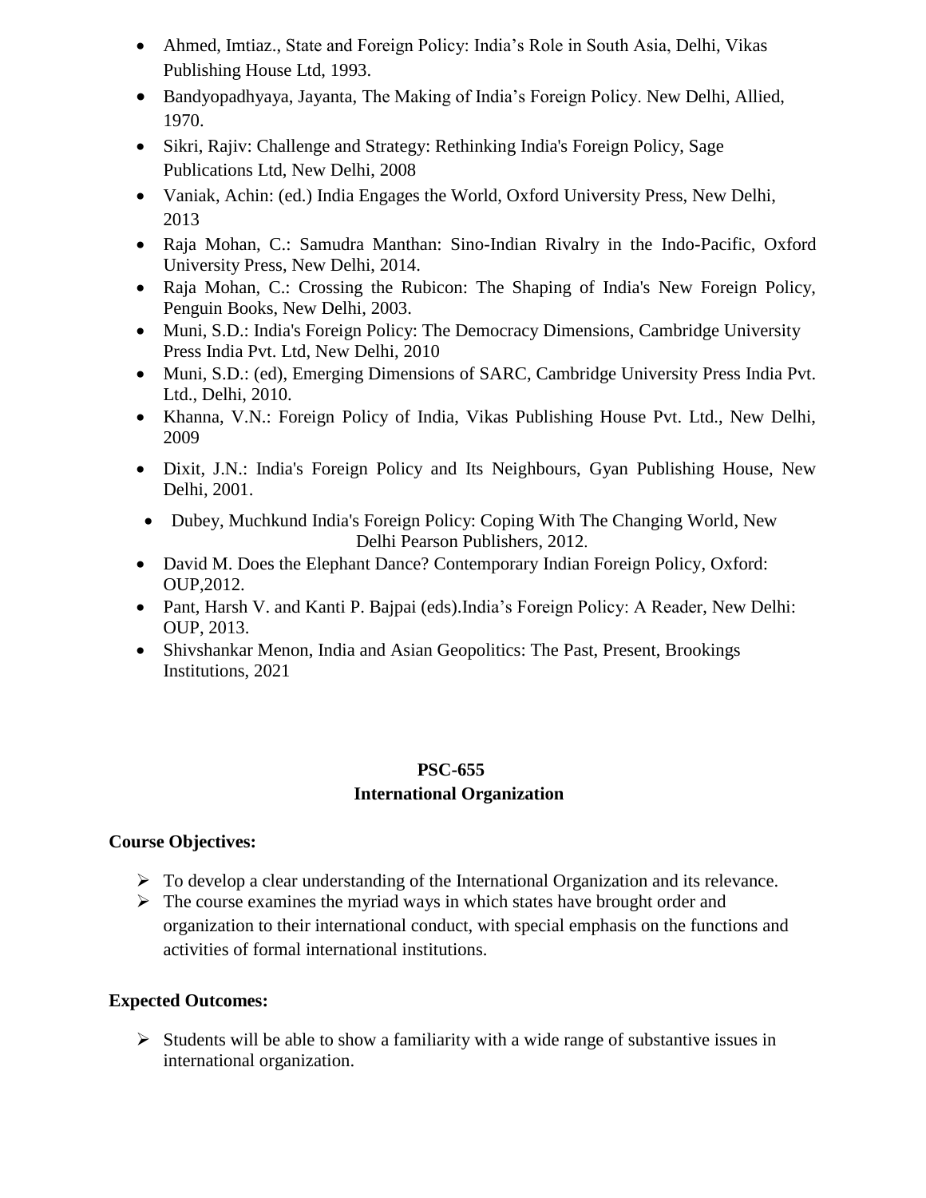- Ahmed, Imtiaz., State and Foreign Policy: India's Role in South Asia, Delhi, Vikas Publishing House Ltd, 1993.
- Bandyopadhyaya, Jayanta, The Making of India's Foreign Policy. New Delhi, Allied, 1970.
- Sikri, Rajiv: Challenge and Strategy: Rethinking India's Foreign Policy, Sage Publications Ltd, New Delhi, 2008
- Vaniak, Achin: (ed.) India Engages the World, Oxford University Press, New Delhi, 2013
- Raja Mohan, C.: Samudra Manthan: Sino-Indian Rivalry in the Indo-Pacific, Oxford University Press, New Delhi, 2014.
- Raja Mohan, C.: Crossing the Rubicon: The Shaping of India's New Foreign Policy, Penguin Books, New Delhi, 2003.
- Muni, S.D.: India's Foreign Policy: The Democracy Dimensions, Cambridge University Press India Pvt. Ltd, New Delhi, 2010
- Muni, S.D.: (ed), Emerging Dimensions of SARC, Cambridge University Press India Pvt. Ltd., Delhi, 2010.
- Khanna, V.N.: Foreign Policy of India, Vikas Publishing House Pvt. Ltd., New Delhi, 2009
- Dixit, J.N.: India's Foreign Policy and Its Neighbours, Gyan Publishing House, New Delhi, 2001.
- Dubey, Muchkund India's Foreign Policy: Coping With The Changing World, New Delhi Pearson Publishers, 2012.
- David M. Does the Elephant Dance? Contemporary Indian Foreign Policy, Oxford: OUP,2012.
- Pant, Harsh V. and Kanti P. Bajpai (eds).India's Foreign Policy: A Reader, New Delhi: OUP, 2013.
- Shivshankar Menon, India and Asian Geopolitics: The Past, Present, Brookings Institutions, 2021

## PSC-655
## International Organization

**Course Objectives:**

- To develop a clear understanding of the International Organization and its relevance.
- The course examines the myriad ways in which states have brought order and organization to their international conduct, with special emphasis on the functions and activities of formal international institutions.

**Expected Outcomes:**

- Students will be able to show a familiarity with a wide range of substantive issues in international organization.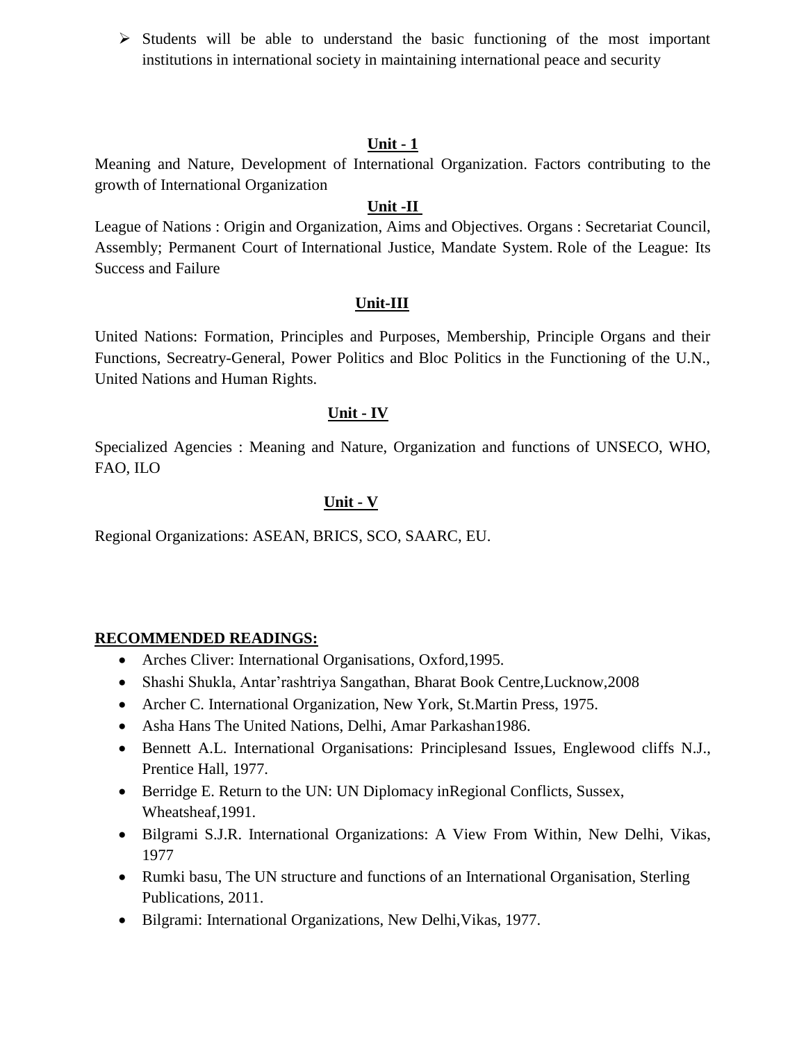- Students will be able to understand the basic functioning of the most important institutions in international society in maintaining international peace and security

**Unit - 1**

Meaning and Nature, Development of International Organization. Factors contributing to the growth of International Organization

**Unit -II**

League of Nations : Origin and Organization, Aims and Objectives. Organs : Secretariat Council, Assembly; Permanent Court of International Justice, Mandate System. Role of the League: Its Success and Failure

**Unit-III**

United Nations: Formation, Principles and Purposes, Membership, Principle Organs and their Functions, Secreatry-General, Power Politics and Bloc Politics in the Functioning of the U.N., United Nations and Human Rights.

**Unit - IV**

Specialized Agencies : Meaning and Nature, Organization and functions of UNSECO, WHO, FAO, ILO

**Unit - V**

Regional Organizations: ASEAN, BRICS, SCO, SAARC, EU.

**RECOMMENDED READINGS:**

- Arches Cliver: International Organisations, Oxford,1995.
- Shashi Shukla, Antar'rashtriya Sangathan, Bharat Book Centre,Lucknow,2008
- Archer C. International Organization, New York, St.Martin Press, 1975.
- Asha Hans The United Nations, Delhi, Amar Parkashan1986.
- Bennett A.L. International Organisations: Principlesand Issues, Englewood cliffs N.J., Prentice Hall, 1977.
- Berridge E. Return to the UN: UN Diplomacy inRegional Conflicts, Sussex, Wheatsheaf,1991.
- Bilgrami S.J.R. International Organizations: A View From Within, New Delhi, Vikas, 1977
- Rumki basu, The UN structure and functions of an International Organisation, Sterling Publications, 2011.
- Bilgrami: International Organizations, New Delhi,Vikas, 1977.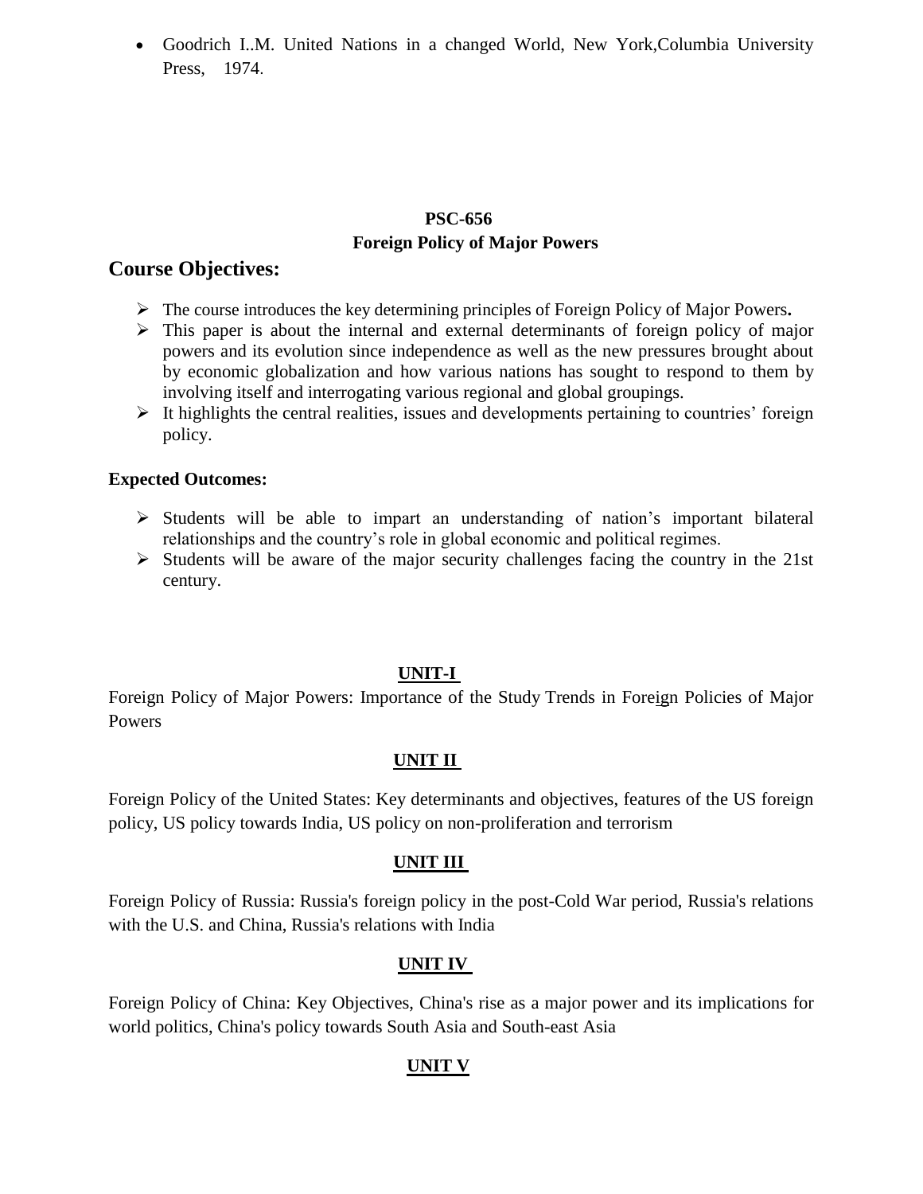- Goodrich I..M. United Nations in a changed World, New York,Columbia University Press, 1974.

**PSC-656**

**Foreign Policy of Major Powers**

## Course Objectives:

- The course introduces the key determining principles of Foreign Policy of Major Powers**.**
- This paper is about the internal and external determinants of foreign policy of major powers and its evolution since independence as well as the new pressures brought about by economic globalization and how various nations has sought to respond to them by involving itself and interrogating various regional and global groupings.
- It highlights the central realities, issues and developments pertaining to countries' foreign policy.

**Expected Outcomes:**

- Students will be able to impart an understanding of nation's important bilateral relationships and the country's role in global economic and political regimes.
- Students will be aware of the major security challenges facing the country in the 21st century.

**UNIT-I**

Foreign Policy of Major Powers: Importance of the Study Trends in Foreign Policies of Major Powers

**UNIT II**

Foreign Policy of the United States: Key determinants and objectives, features of the US foreign policy, US policy towards India, US policy on non-proliferation and terrorism

**UNIT III**

Foreign Policy of Russia: Russia's foreign policy in the post-Cold War period, Russia's relations with the U.S. and China, Russia's relations with India

**UNIT IV**

Foreign Policy of China: Key Objectives, China's rise as a major power and its implications for world politics, China's policy towards South Asia and South-east Asia

**UNIT V**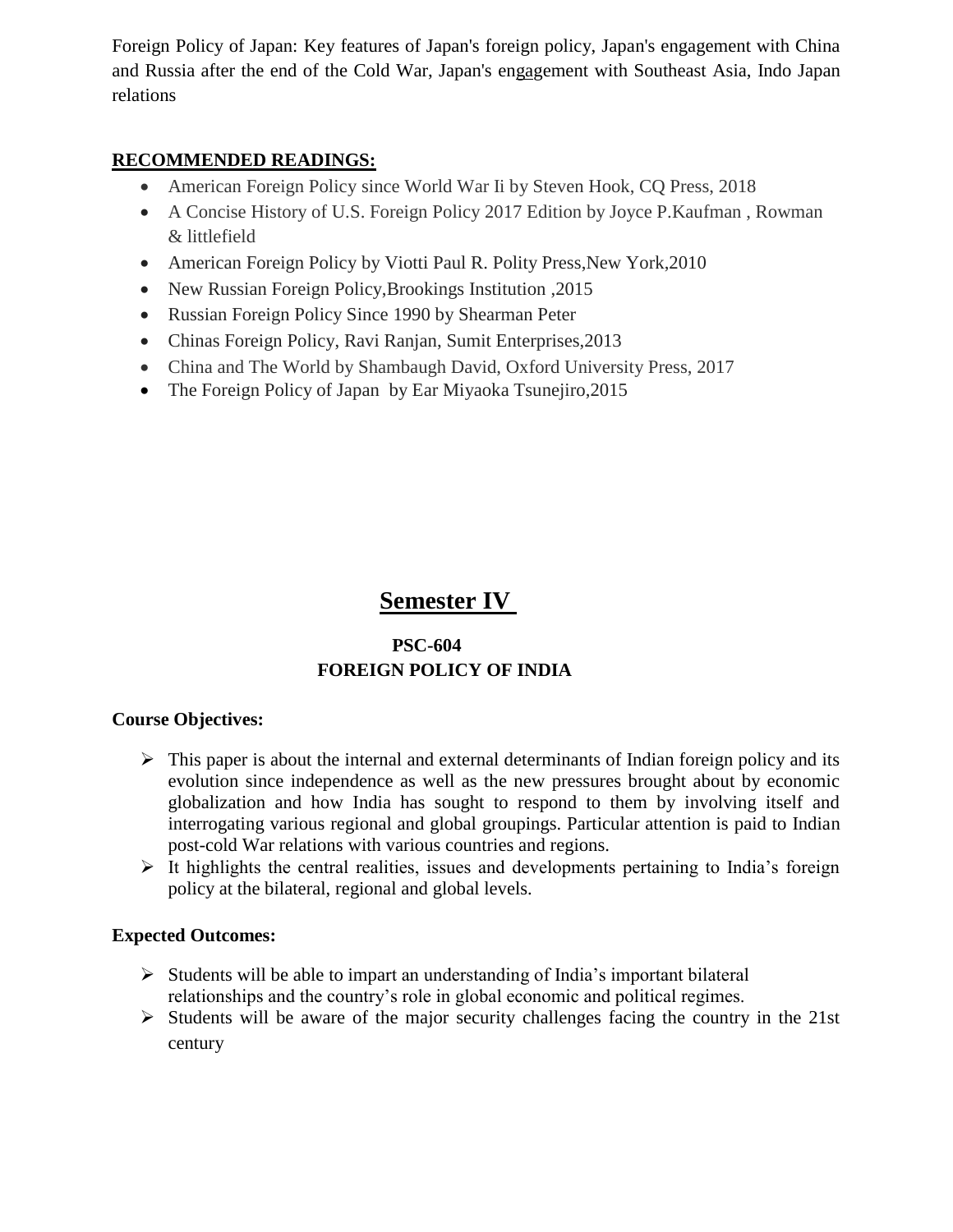Foreign Policy of Japan: Key features of Japan's foreign policy, Japan's engagement with China and Russia after the end of the Cold War, Japan's engagement with Southeast Asia, Indo Japan relations

**RECOMMENDED READINGS:**

- American Foreign Policy since World War Ii by Steven Hook, CQ Press, 2018
- A Concise History of U.S. Foreign Policy 2017 Edition by Joyce P.Kaufman , Rowman & littlefield
- American Foreign Policy by Viotti Paul R. Polity Press,New York,2010
- New Russian Foreign Policy,Brookings Institution ,2015
- Russian Foreign Policy Since 1990 by Shearman Peter
- Chinas Foreign Policy, Ravi Ranjan, Sumit Enterprises,2013
- China and The World by Shambaugh David, Oxford University Press, 2017
- The Foreign Policy of Japan by Ear Miyaoka Tsunejiro,2015

# Semester IV

## PSC-604
## FOREIGN POLICY OF INDIA

**Course Objectives:**

- This paper is about the internal and external determinants of Indian foreign policy and its evolution since independence as well as the new pressures brought about by economic globalization and how India has sought to respond to them by involving itself and interrogating various regional and global groupings. Particular attention is paid to Indian post-cold War relations with various countries and regions.
- It highlights the central realities, issues and developments pertaining to India's foreign policy at the bilateral, regional and global levels.

**Expected Outcomes:**

- Students will be able to impart an understanding of India's important bilateral relationships and the country's role in global economic and political regimes.
- Students will be aware of the major security challenges facing the country in the 21st century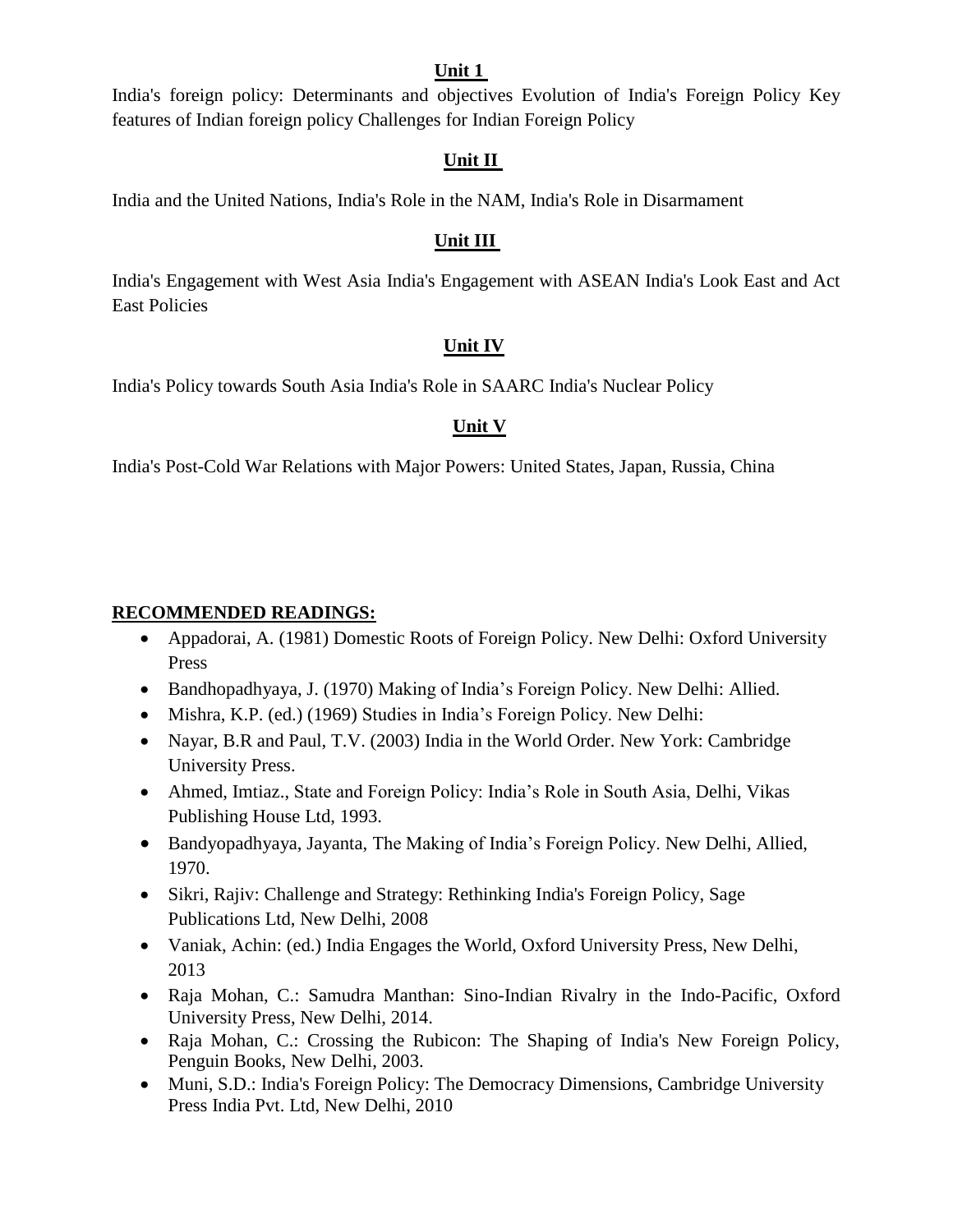**Unit 1**

India's foreign policy: Determinants and objectives Evolution of India's Foreign Policy Key features of Indian foreign policy Challenges for Indian Foreign Policy

**Unit II**

India and the United Nations, India's Role in the NAM, India's Role in Disarmament

**Unit III**

India's Engagement with West Asia India's Engagement with ASEAN India's Look East and Act East Policies

**Unit IV**

India's Policy towards South Asia India's Role in SAARC India's Nuclear Policy

**Unit V**

India's Post-Cold War Relations with Major Powers: United States, Japan, Russia, China

**RECOMMENDED READINGS:**

- Appadorai, A. (1981) Domestic Roots of Foreign Policy. New Delhi: Oxford University Press
- Bandhopadhyaya, J. (1970) Making of India's Foreign Policy. New Delhi: Allied.
- Mishra, K.P. (ed.) (1969) Studies in India's Foreign Policy. New Delhi:
- Nayar, B.R and Paul, T.V. (2003) India in the World Order. New York: Cambridge University Press.
- Ahmed, Imtiaz., State and Foreign Policy: India's Role in South Asia, Delhi, Vikas Publishing House Ltd, 1993.
- Bandyopadhyaya, Jayanta, The Making of India's Foreign Policy. New Delhi, Allied, 1970.
- Sikri, Rajiv: Challenge and Strategy: Rethinking India's Foreign Policy, Sage Publications Ltd, New Delhi, 2008
- Vaniak, Achin: (ed.) India Engages the World, Oxford University Press, New Delhi, 2013
- Raja Mohan, C.: Samudra Manthan: Sino-Indian Rivalry in the Indo-Pacific, Oxford University Press, New Delhi, 2014.
- Raja Mohan, C.: Crossing the Rubicon: The Shaping of India's New Foreign Policy, Penguin Books, New Delhi, 2003.
- Muni, S.D.: India's Foreign Policy: The Democracy Dimensions, Cambridge University Press India Pvt. Ltd, New Delhi, 2010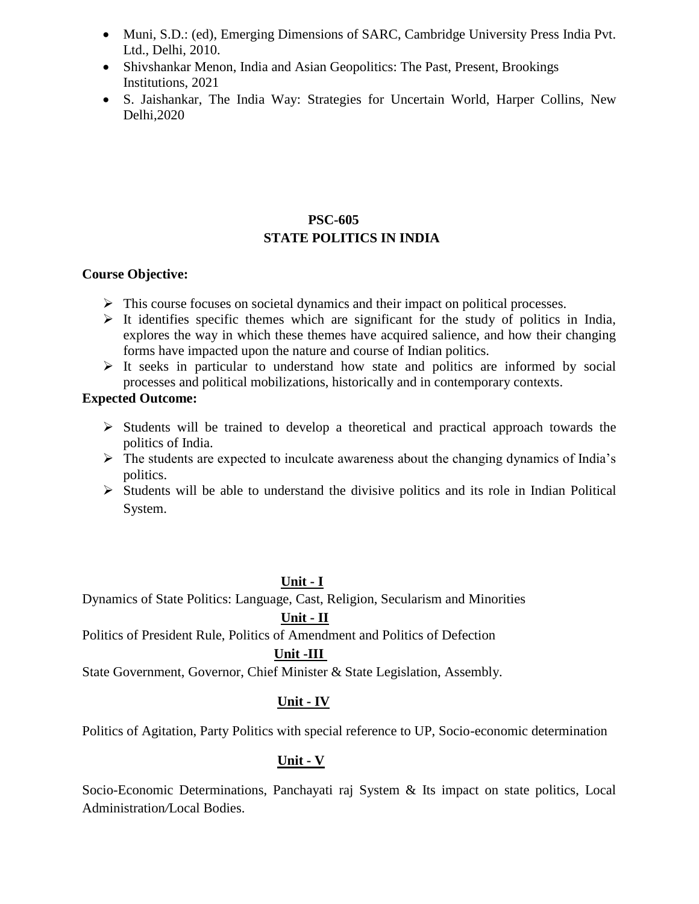- Muni, S.D.: (ed), Emerging Dimensions of SARC, Cambridge University Press India Pvt. Ltd., Delhi, 2010.
- Shivshankar Menon, India and Asian Geopolitics: The Past, Present, Brookings Institutions, 2021
- S. Jaishankar, The India Way: Strategies for Uncertain World, Harper Collins, New Delhi,2020

## PSC-605
## STATE POLITICS IN INDIA

**Course Objective:**

- This course focuses on societal dynamics and their impact on political processes.
- It identifies specific themes which are significant for the study of politics in India, explores the way in which these themes have acquired salience, and how their changing forms have impacted upon the nature and course of Indian politics.
- It seeks in particular to understand how state and politics are informed by social processes and political mobilizations, historically and in contemporary contexts.

**Expected Outcome:**

- Students will be trained to develop a theoretical and practical approach towards the politics of India.
- The students are expected to inculcate awareness about the changing dynamics of India's politics.
- Students will be able to understand the divisive politics and its role in Indian Political System.

**Unit - I**

Dynamics of State Politics: Language, Cast, Religion, Secularism and Minorities

**Unit - II**

Politics of President Rule, Politics of Amendment and Politics of Defection

**Unit -III**

State Government, Governor, Chief Minister & State Legislation, Assembly.

**Unit - IV**

Politics of Agitation, Party Politics with special reference to UP, Socio-economic determination

**Unit - V**

Socio-Economic Determinations, Panchayati raj System & Its impact on state politics, Local Administration/Local Bodies.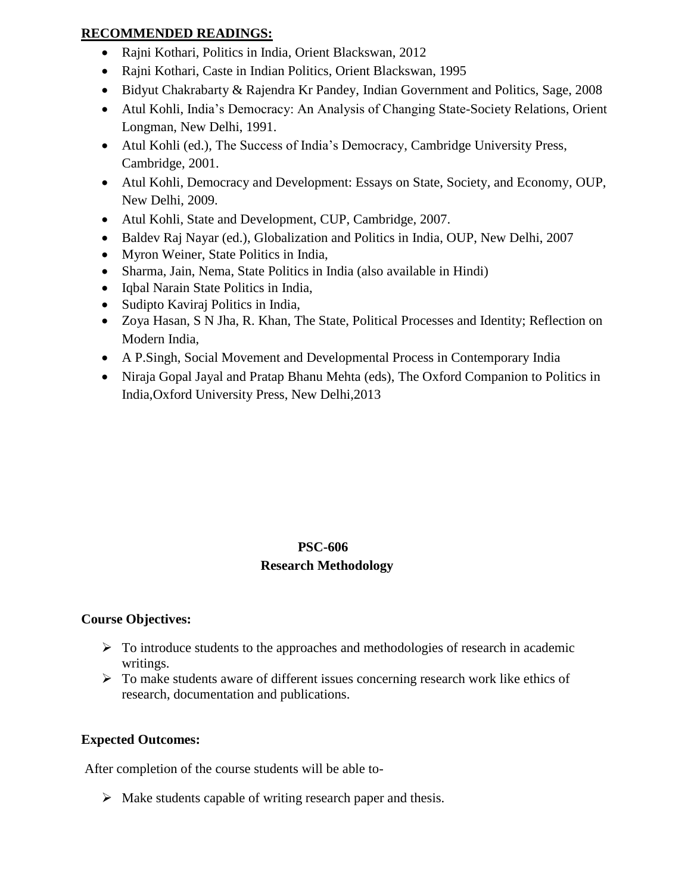**RECOMMENDED READINGS:**

- Rajni Kothari, Politics in India, Orient Blackswan, 2012
- Rajni Kothari, Caste in Indian Politics, Orient Blackswan, 1995
- Bidyut Chakrabarty & Rajendra Kr Pandey, Indian Government and Politics, Sage, 2008
- Atul Kohli, India's Democracy: An Analysis of Changing State-Society Relations, Orient Longman, New Delhi, 1991.
- Atul Kohli (ed.), The Success of India's Democracy, Cambridge University Press, Cambridge, 2001.
- Atul Kohli, Democracy and Development: Essays on State, Society, and Economy, OUP, New Delhi, 2009.
- Atul Kohli, State and Development, CUP, Cambridge, 2007.
- Baldev Raj Nayar (ed.), Globalization and Politics in India, OUP, New Delhi, 2007
- Myron Weiner, State Politics in India,
- Sharma, Jain, Nema, State Politics in India (also available in Hindi)
- Iqbal Narain State Politics in India,
- Sudipto Kaviraj Politics in India,
- Zoya Hasan, S N Jha, R. Khan, The State, Political Processes and Identity; Reflection on Modern India,
- A P.Singh, Social Movement and Developmental Process in Contemporary India
- Niraja Gopal Jayal and Pratap Bhanu Mehta (eds), The Oxford Companion to Politics in India,Oxford University Press, New Delhi,2013

## PSC-606
## Research Methodology

**Course Objectives:**

- To introduce students to the approaches and methodologies of research in academic writings.
- To make students aware of different issues concerning research work like ethics of research, documentation and publications.

**Expected Outcomes:**

After completion of the course students will be able to-

- Make students capable of writing research paper and thesis.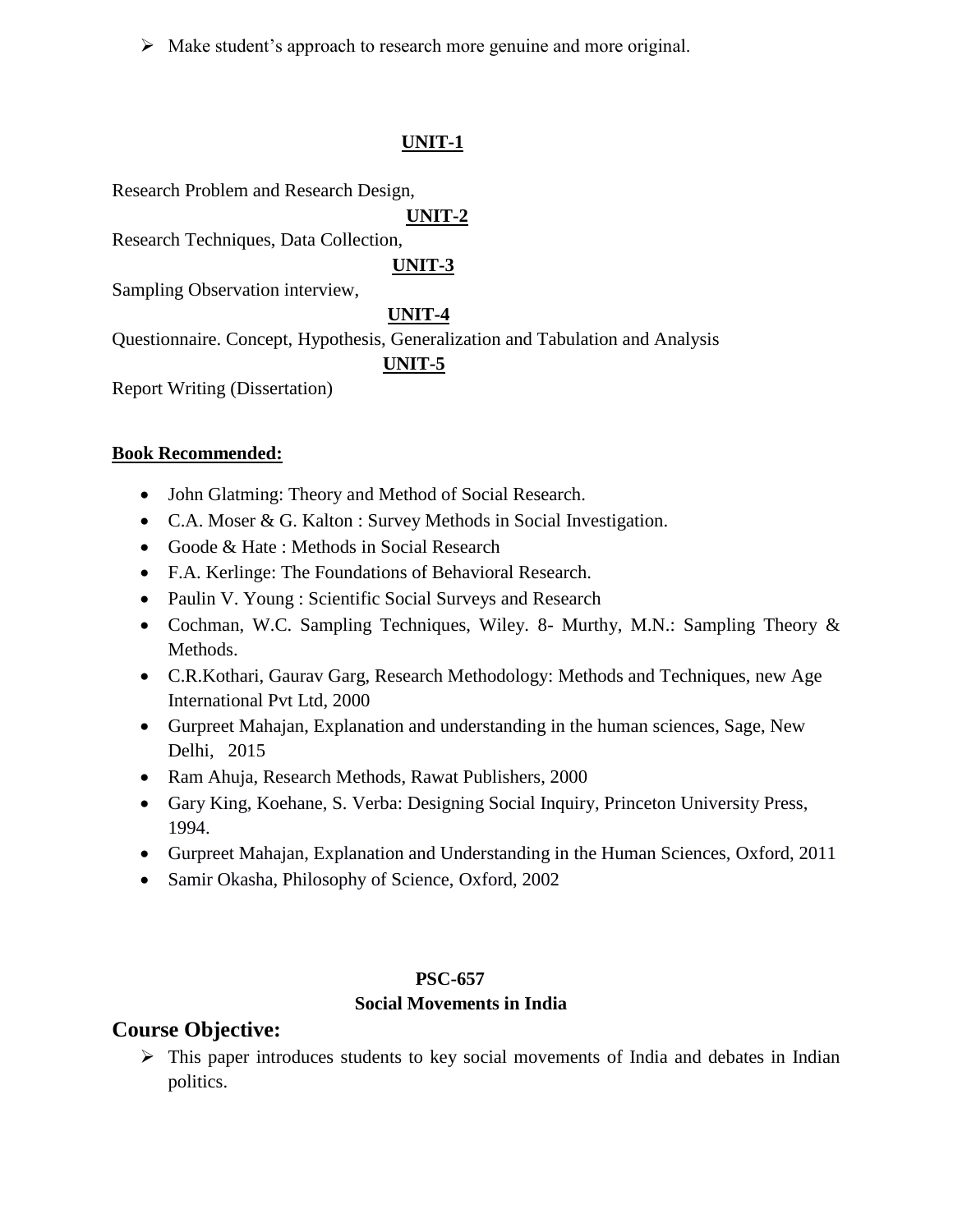- Make student's approach to research more genuine and more original.

**UNIT-1**

Research Problem and Research Design,

**UNIT-2**

Research Techniques, Data Collection,

**UNIT-3**

Sampling Observation interview,

**UNIT-4**

Questionnaire. Concept, Hypothesis, Generalization and Tabulation and Analysis

**UNIT-5**

Report Writing (Dissertation)

**Book Recommended:**

- John Glatming: Theory and Method of Social Research.
- C.A. Moser & G. Kalton : Survey Methods in Social Investigation.
- Goode & Hate : Methods in Social Research
- F.A. Kerlinge: The Foundations of Behavioral Research.
- Paulin V. Young : Scientific Social Surveys and Research
- Cochman, W.C. Sampling Techniques, Wiley. 8- Murthy, M.N.: Sampling Theory & Methods.
- C.R.Kothari, Gaurav Garg, Research Methodology: Methods and Techniques, new Age International Pvt Ltd, 2000
- Gurpreet Mahajan, Explanation and understanding in the human sciences, Sage, New Delhi, 2015
- Ram Ahuja, Research Methods, Rawat Publishers, 2000
- Gary King, Koehane, S. Verba: Designing Social Inquiry, Princeton University Press, 1994.
- Gurpreet Mahajan, Explanation and Understanding in the Human Sciences, Oxford, 2011
- Samir Okasha, Philosophy of Science, Oxford, 2002

**PSC-657**

**Social Movements in India**

## Course Objective:

- This paper introduces students to key social movements of India and debates in Indian politics.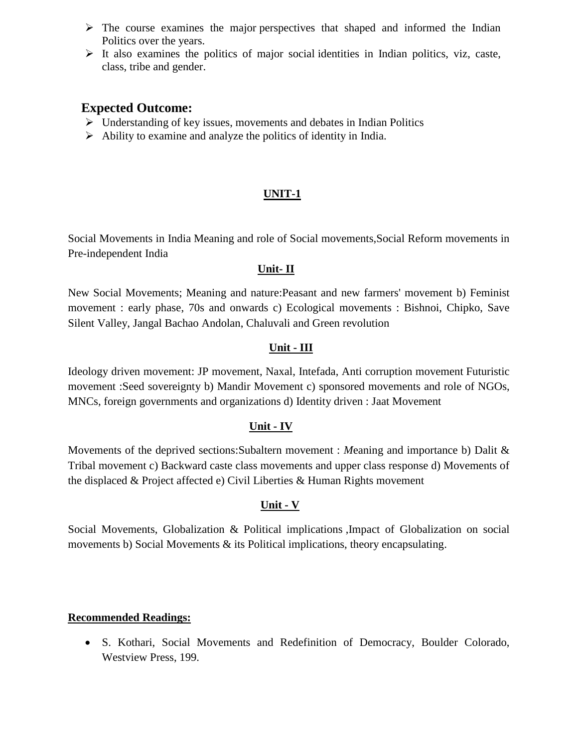- The course examines the major perspectives that shaped and informed the Indian Politics over the years.
- It also examines the politics of major social identities in Indian politics, viz, caste, class, tribe and gender.

## Expected Outcome:

- Understanding of key issues, movements and debates in Indian Politics
- Ability to examine and analyze the politics of identity in India.

### UNIT-1

Social Movements in India Meaning and role of Social movements,Social Reform movements in Pre-independent India

### Unit- II

New Social Movements; Meaning and nature:Peasant and new farmers' movement b) Feminist movement : early phase, 70s and onwards c) Ecological movements : Bishnoi, Chipko, Save Silent Valley, Jangal Bachao Andolan, Chaluvali and Green revolution

### Unit - III

Ideology driven movement: JP movement, Naxal, Intefada, Anti corruption movement Futuristic movement :Seed sovereignty b) Mandir Movement c) sponsored movements and role of NGOs, MNCs, foreign governments and organizations d) Identity driven : Jaat Movement

### Unit - IV

Movements of the deprived sections:Subaltern movement : *M*eaning and importance b) Dalit & Tribal movement c) Backward caste class movements and upper class response d) Movements of the displaced & Project affected e) Civil Liberties & Human Rights movement

### Unit - V

Social Movements, Globalization & Political implications ,Impact of Globalization on social movements b) Social Movements & its Political implications, theory encapsulating.

**Recommended Readings:**

- S. Kothari, Social Movements and Redefinition of Democracy, Boulder Colorado, Westview Press, 199.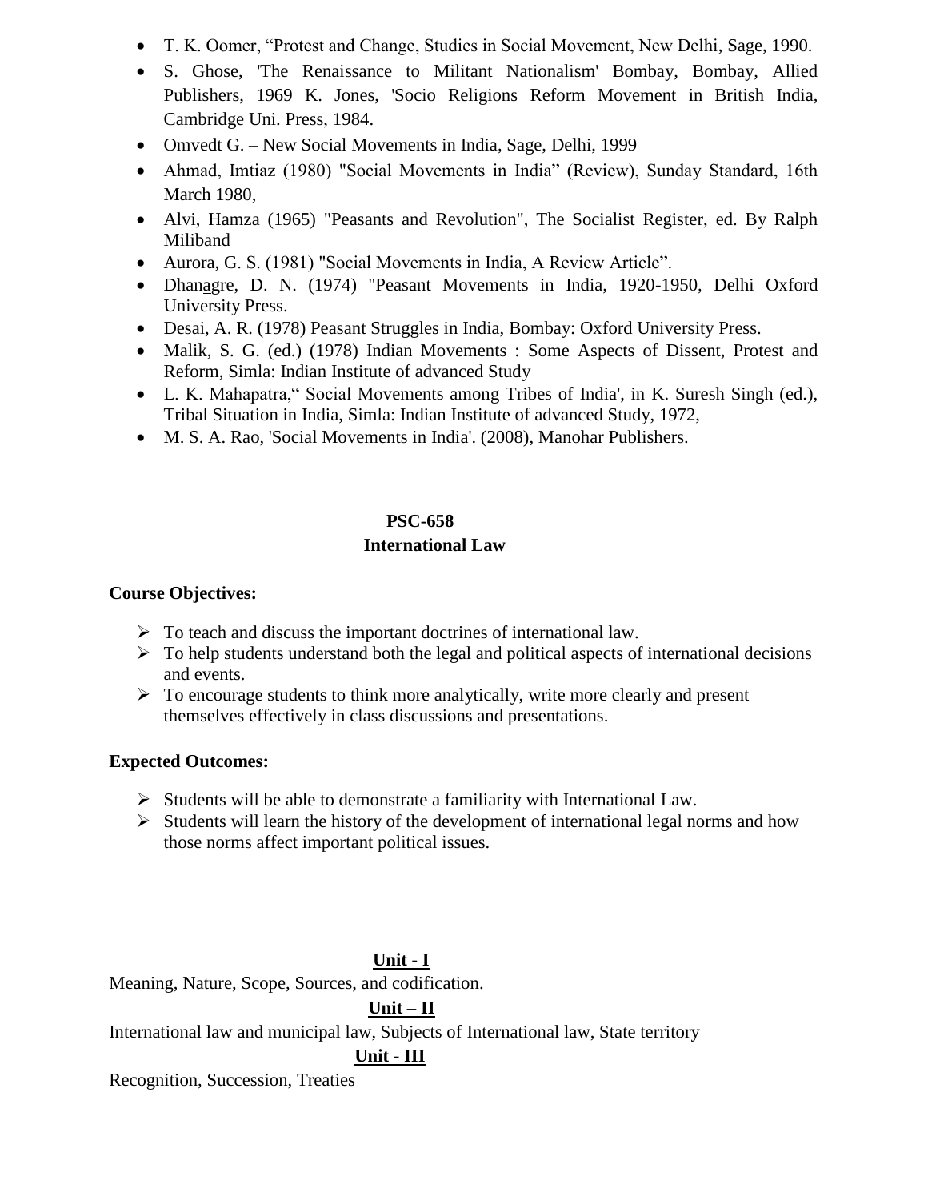- T. K. Oomer, "Protest and Change, Studies in Social Movement, New Delhi, Sage, 1990.
- S. Ghose, 'The Renaissance to Militant Nationalism' Bombay, Bombay, Allied Publishers, 1969 K. Jones, 'Socio Religions Reform Movement in British India, Cambridge Uni. Press, 1984.
- Omvedt G. – New Social Movements in India, Sage, Delhi, 1999
- Ahmad, Imtiaz (1980) "Social Movements in India" (Review), Sunday Standard, 16th March 1980,
- Alvi, Hamza (1965) "Peasants and Revolution", The Socialist Register, ed. By Ralph Miliband
- Aurora, G. S. (1981) "Social Movements in India, A Review Article".
- Dhanagre, D. N. (1974) "Peasant Movements in India, 1920-1950, Delhi Oxford University Press.
- Desai, A. R. (1978) Peasant Struggles in India, Bombay: Oxford University Press.
- Malik, S. G. (ed.) (1978) Indian Movements : Some Aspects of Dissent, Protest and Reform, Simla: Indian Institute of advanced Study
- L. K. Mahapatra," Social Movements among Tribes of India', in K. Suresh Singh (ed.), Tribal Situation in India, Simla: Indian Institute of advanced Study, 1972,
- M. S. A. Rao, 'Social Movements in India'. (2008), Manohar Publishers.

## PSC-658
## International Law

**Course Objectives:**

- To teach and discuss the important doctrines of international law.
- To help students understand both the legal and political aspects of international decisions and events.
- To encourage students to think more analytically, write more clearly and present themselves effectively in class discussions and presentations.

**Expected Outcomes:**

- Students will be able to demonstrate a familiarity with International Law.
- Students will learn the history of the development of international legal norms and how those norms affect important political issues.

**Unit - I**

Meaning, Nature, Scope, Sources, and codification.

**Unit – II**

International law and municipal law, Subjects of International law, State territory

**Unit - III**

Recognition, Succession, Treaties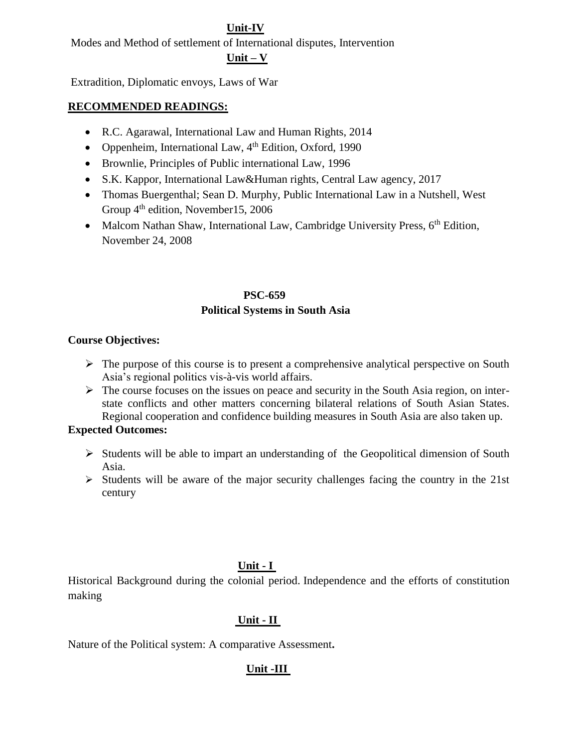**Unit-IV**

Modes and Method of settlement of International disputes, Intervention

**Unit – V**

Extradition, Diplomatic envoys, Laws of War

**RECOMMENDED READINGS:**

- R.C. Agarawal, International Law and Human Rights, 2014
- Oppenheim, International Law, 4th Edition, Oxford, 1990
- Brownlie, Principles of Public international Law, 1996
- S.K. Kappor, International Law&Human rights, Central Law agency, 2017
- Thomas Buergenthal; Sean D. Murphy, Public International Law in a Nutshell, West Group 4th edition, November15, 2006
- Malcom Nathan Shaw, International Law, Cambridge University Press, 6th Edition, November 24, 2008

## PSC-659
## Political Systems in South Asia

**Course Objectives:**

- The purpose of this course is to present a comprehensive analytical perspective on South Asia's regional politics vis-à-vis world affairs.
- The course focuses on the issues on peace and security in the South Asia region, on inter-state conflicts and other matters concerning bilateral relations of South Asian States. Regional cooperation and confidence building measures in South Asia are also taken up.

**Expected Outcomes:**

- Students will be able to impart an understanding of the Geopolitical dimension of South Asia.
- Students will be aware of the major security challenges facing the country in the 21st century

**Unit - I**

Historical Background during the colonial period. Independence and the efforts of constitution making

**Unit - II**

Nature of the Political system: A comparative Assessment**.**

**Unit -III**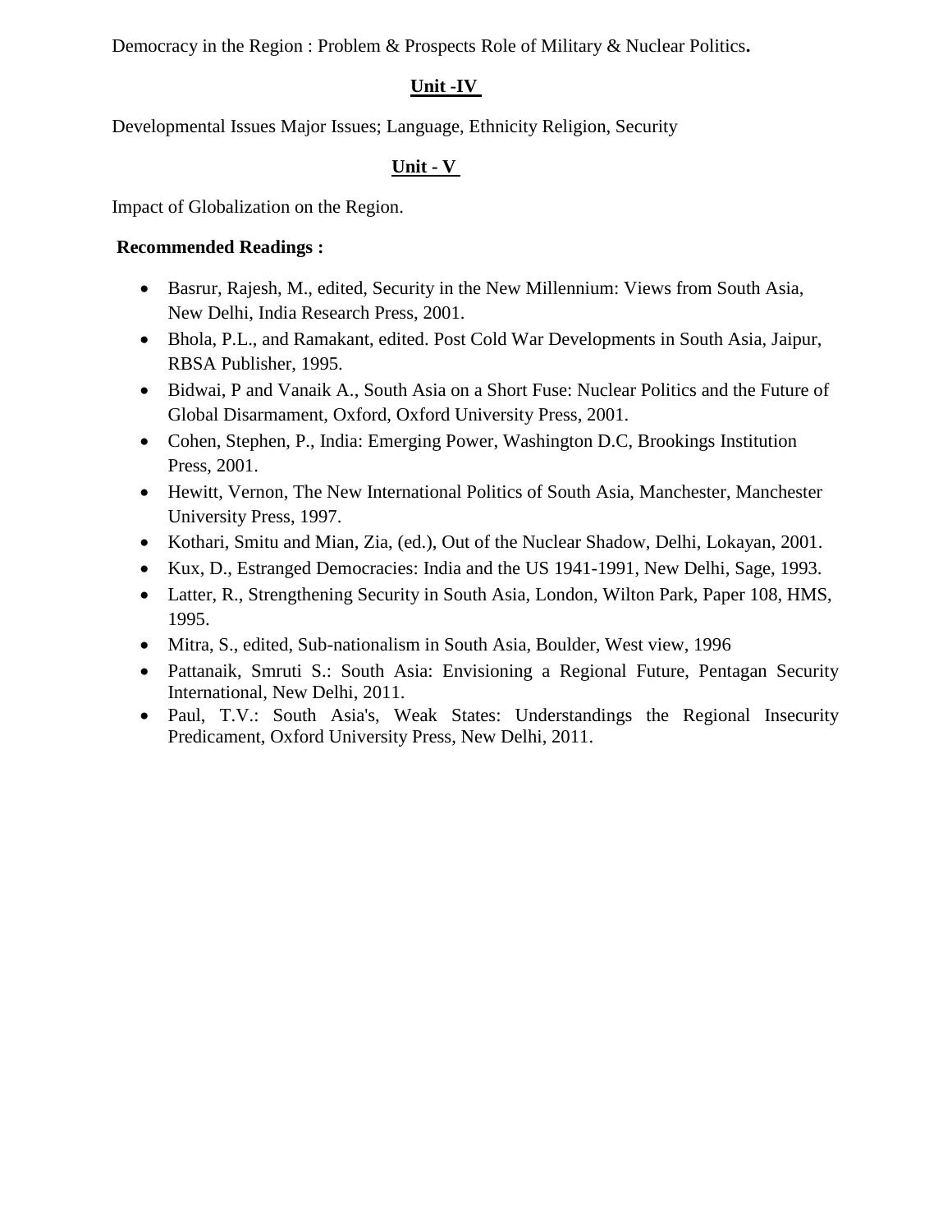Democracy in the Region : Problem & Prospects Role of Military & Nuclear Politics**.**

## Unit -IV

Developmental Issues Major Issues; Language, Ethnicity Religion, Security

## Unit - V

Impact of Globalization on the Region.

**Recommended Readings :**

- Basrur, Rajesh, M., edited, Security in the New Millennium: Views from South Asia, New Delhi, India Research Press, 2001.
- Bhola, P.L., and Ramakant, edited. Post Cold War Developments in South Asia, Jaipur, RBSA Publisher, 1995.
- Bidwai, P and Vanaik A., South Asia on a Short Fuse: Nuclear Politics and the Future of Global Disarmament, Oxford, Oxford University Press, 2001.
- Cohen, Stephen, P., India: Emerging Power, Washington D.C, Brookings Institution Press, 2001.
- Hewitt, Vernon, The New International Politics of South Asia, Manchester, Manchester University Press, 1997.
- Kothari, Smitu and Mian, Zia, (ed.), Out of the Nuclear Shadow, Delhi, Lokayan, 2001.
- Kux, D., Estranged Democracies: India and the US 1941-1991, New Delhi, Sage, 1993.
- Latter, R., Strengthening Security in South Asia, London, Wilton Park, Paper 108, HMS, 1995.
- Mitra, S., edited, Sub-nationalism in South Asia, Boulder, West view, 1996
- Pattanaik, Smruti S.: South Asia: Envisioning a Regional Future, Pentagan Security International, New Delhi, 2011.
- Paul, T.V.: South Asia's, Weak States: Understandings the Regional Insecurity Predicament, Oxford University Press, New Delhi, 2011.